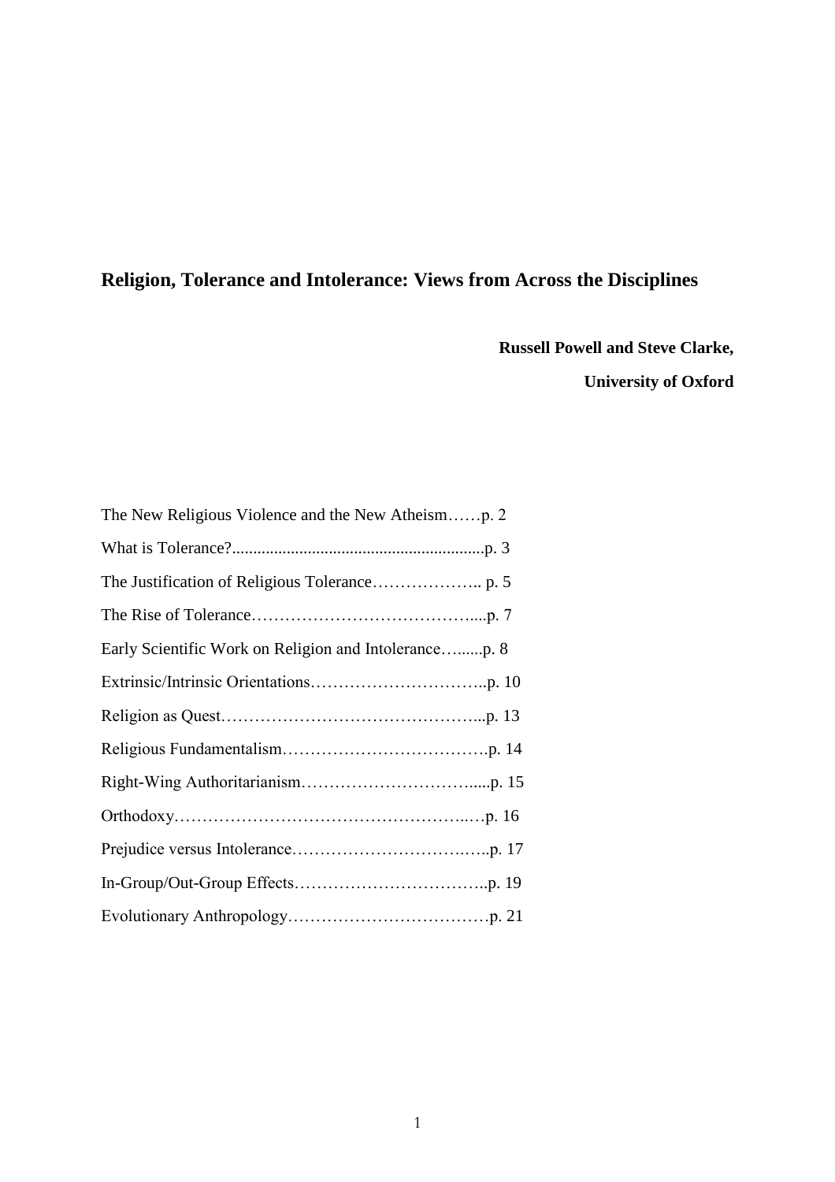# Religion, Tolerance and Intolerance: Views from Across the Disciplines

**Russell Powell and Steve Clarke,**

**University of Oxford**

The New Religious Violence and the New Atheism……p. 2

What is Tolerance?...........................................................p. 3

The Justification of Religious Tolerance……………….. p. 5

The Rise of Tolerance…………………………………....p. 7

Early Scientific Work on Religion and Intolerance…......p. 8

Extrinsic/Intrinsic Orientations…………………………..p. 10

Religion as Quest………………………………………...p. 13

Religious Fundamentalism……………………………….p. 14

Right-Wing Authoritarianism………………………….....p. 15

Orthodoxy……………………………………………..…p. 16

Prejudice versus Intolerance…………………………..…..p. 17

In-Group/Out-Group Effects……………………………..p. 19

Evolutionary Anthropology………………………………p. 21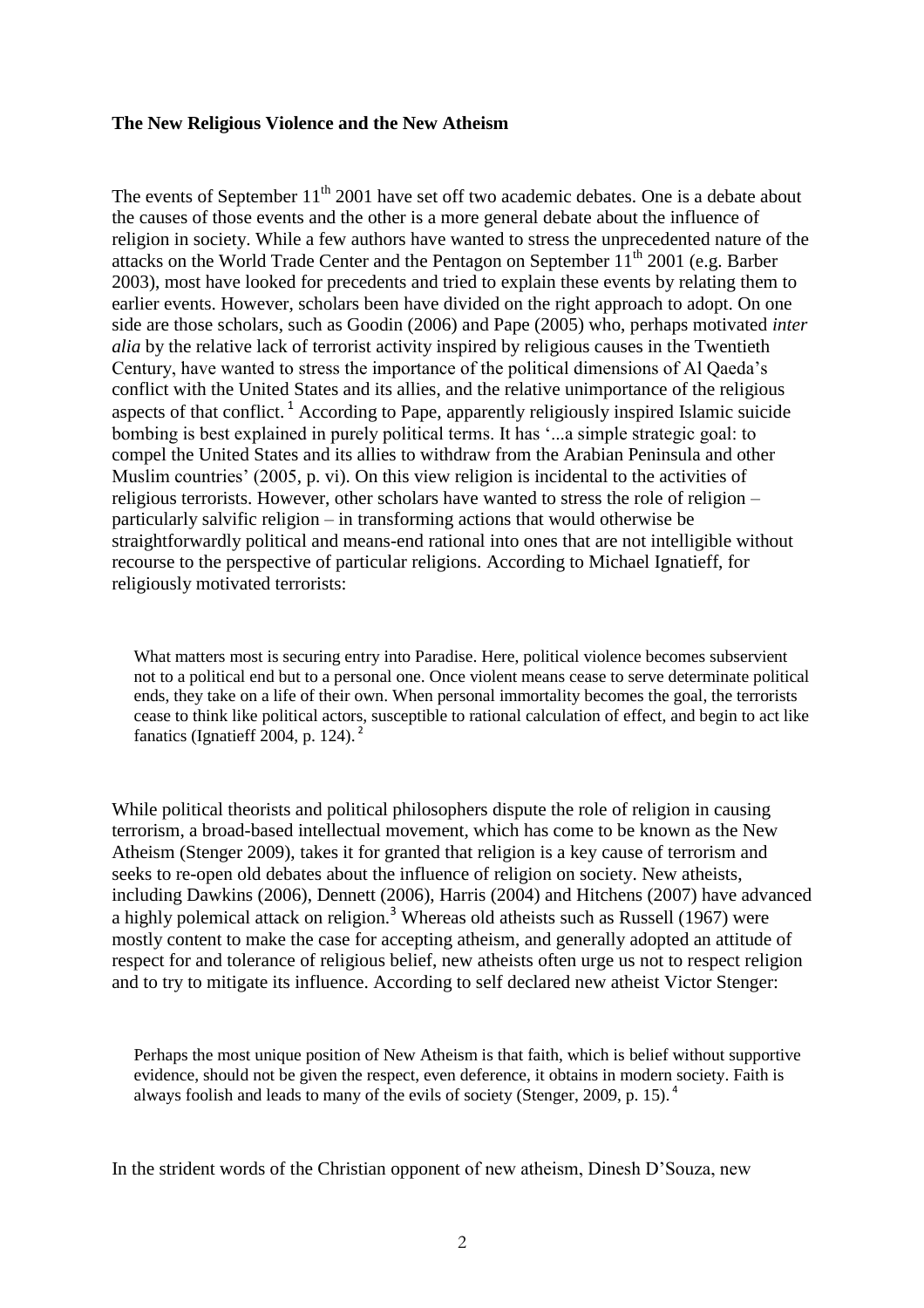**The New Religious Violence and the New Atheism**

The events of September 11th 2001 have set off two academic debates. One is a debate about the causes of those events and the other is a more general debate about the influence of religion in society. While a few authors have wanted to stress the unprecedented nature of the attacks on the World Trade Center and the Pentagon on September 11th 2001 (e.g. Barber 2003), most have looked for precedents and tried to explain these events by relating them to earlier events. However, scholars been have divided on the right approach to adopt. On one side are those scholars, such as Goodin (2006) and Pape (2005) who, perhaps motivated *inter alia* by the relative lack of terrorist activity inspired by religious causes in the Twentieth Century, have wanted to stress the importance of the political dimensions of Al Qaeda's conflict with the United States and its allies, and the relative unimportance of the religious aspects of that conflict.[1] According to Pape, apparently religiously inspired Islamic suicide bombing is best explained in purely political terms. It has '...a simple strategic goal: to compel the United States and its allies to withdraw from the Arabian Peninsula and other Muslim countries' (2005, p. vi). On this view religion is incidental to the activities of religious terrorists. However, other scholars have wanted to stress the role of religion – particularly salvific religion – in transforming actions that would otherwise be straightforwardly political and means-end rational into ones that are not intelligible without recourse to the perspective of particular religions. According to Michael Ignatieff, for religiously motivated terrorists:

> What matters most is securing entry into Paradise. Here, political violence becomes subservient not to a political end but to a personal one. Once violent means cease to serve determinate political ends, they take on a life of their own. When personal immortality becomes the goal, the terrorists cease to think like political actors, susceptible to rational calculation of effect, and begin to act like fanatics (Ignatieff 2004, p. 124).[2]

While political theorists and political philosophers dispute the role of religion in causing terrorism, a broad-based intellectual movement, which has come to be known as the New Atheism (Stenger 2009), takes it for granted that religion is a key cause of terrorism and seeks to re-open old debates about the influence of religion on society. New atheists, including Dawkins (2006), Dennett (2006), Harris (2004) and Hitchens (2007) have advanced a highly polemical attack on religion.[3] Whereas old atheists such as Russell (1967) were mostly content to make the case for accepting atheism, and generally adopted an attitude of respect for and tolerance of religious belief, new atheists often urge us not to respect religion and to try to mitigate its influence. According to self declared new atheist Victor Stenger:

> Perhaps the most unique position of New Atheism is that faith, which is belief without supportive evidence, should not be given the respect, even deference, it obtains in modern society. Faith is always foolish and leads to many of the evils of society (Stenger, 2009, p. 15).[4]

In the strident words of the Christian opponent of new atheism, Dinesh D'Souza, new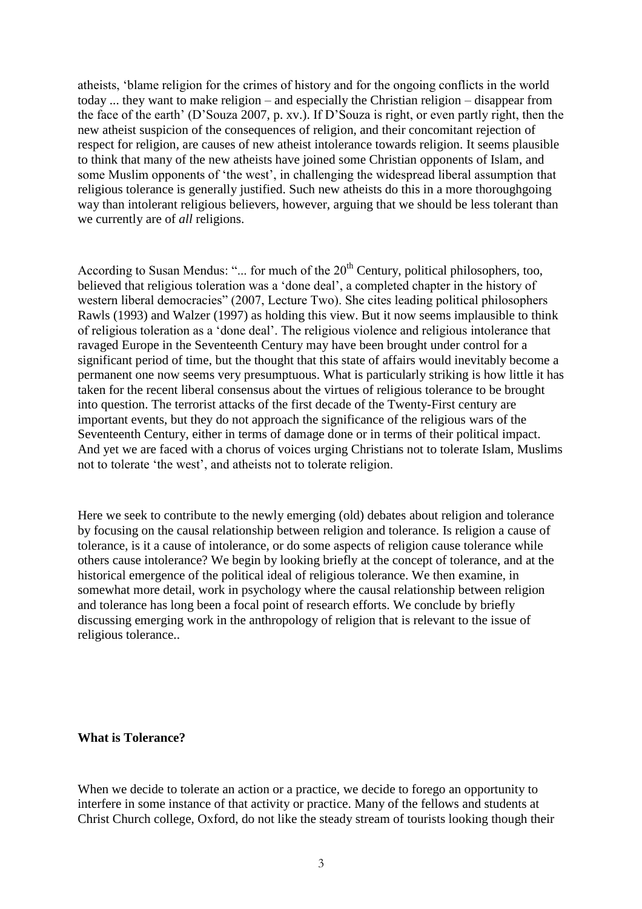atheists, 'blame religion for the crimes of history and for the ongoing conflicts in the world today ... they want to make religion – and especially the Christian religion – disappear from the face of the earth' (D'Souza 2007, p. xv.). If D'Souza is right, or even partly right, then the new atheist suspicion of the consequences of religion, and their concomitant rejection of respect for religion, are causes of new atheist intolerance towards religion. It seems plausible to think that many of the new atheists have joined some Christian opponents of Islam, and some Muslim opponents of 'the west', in challenging the widespread liberal assumption that religious tolerance is generally justified. Such new atheists do this in a more thoroughgoing way than intolerant religious believers, however, arguing that we should be less tolerant than we currently are of *all* religions.

According to Susan Mendus: "... for much of the 20th Century, political philosophers, too, believed that religious toleration was a 'done deal', a completed chapter in the history of western liberal democracies" (2007, Lecture Two). She cites leading political philosophers Rawls (1993) and Walzer (1997) as holding this view. But it now seems implausible to think of religious toleration as a 'done deal'. The religious violence and religious intolerance that ravaged Europe in the Seventeenth Century may have been brought under control for a significant period of time, but the thought that this state of affairs would inevitably become a permanent one now seems very presumptuous. What is particularly striking is how little it has taken for the recent liberal consensus about the virtues of religious tolerance to be brought into question. The terrorist attacks of the first decade of the Twenty-First century are important events, but they do not approach the significance of the religious wars of the Seventeenth Century, either in terms of damage done or in terms of their political impact. And yet we are faced with a chorus of voices urging Christians not to tolerate Islam, Muslims not to tolerate 'the west', and atheists not to tolerate religion.

Here we seek to contribute to the newly emerging (old) debates about religion and tolerance by focusing on the causal relationship between religion and tolerance. Is religion a cause of tolerance, is it a cause of intolerance, or do some aspects of religion cause tolerance while others cause intolerance? We begin by looking briefly at the concept of tolerance, and at the historical emergence of the political ideal of religious tolerance. We then examine, in somewhat more detail, work in psychology where the causal relationship between religion and tolerance has long been a focal point of research efforts. We conclude by briefly discussing emerging work in the anthropology of religion that is relevant to the issue of religious tolerance..

## What is Tolerance?

When we decide to tolerate an action or a practice, we decide to forego an opportunity to interfere in some instance of that activity or practice. Many of the fellows and students at Christ Church college, Oxford, do not like the steady stream of tourists looking though their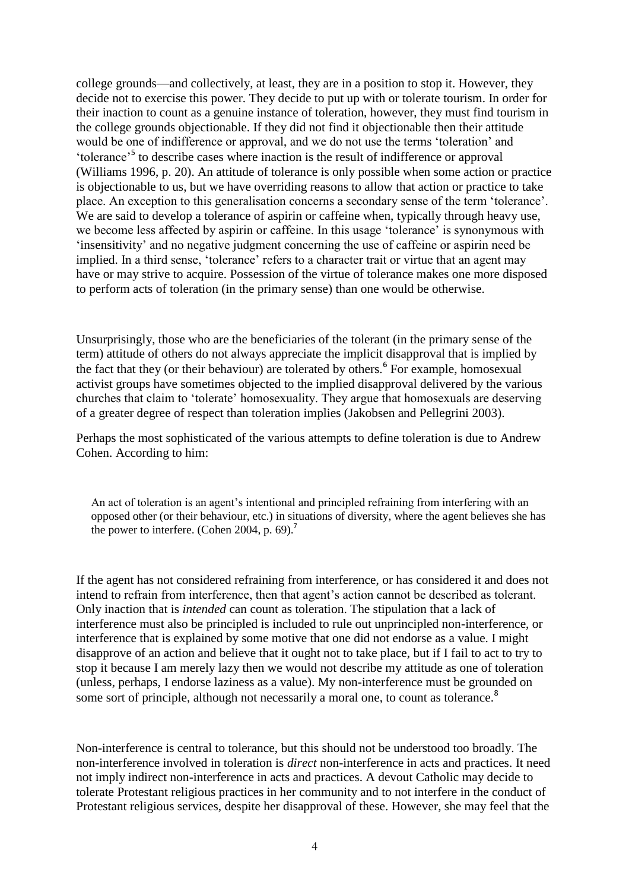college grounds—and collectively, at least, they are in a position to stop it. However, they decide not to exercise this power. They decide to put up with or tolerate tourism. In order for their inaction to count as a genuine instance of toleration, however, they must find tourism in the college grounds objectionable. If they did not find it objectionable then their attitude would be one of indifference or approval, and we do not use the terms 'toleration' and 'tolerance'[5] to describe cases where inaction is the result of indifference or approval (Williams 1996, p. 20). An attitude of tolerance is only possible when some action or practice is objectionable to us, but we have overriding reasons to allow that action or practice to take place. An exception to this generalisation concerns a secondary sense of the term 'tolerance'. We are said to develop a tolerance of aspirin or caffeine when, typically through heavy use, we become less affected by aspirin or caffeine. In this usage 'tolerance' is synonymous with 'insensitivity' and no negative judgment concerning the use of caffeine or aspirin need be implied. In a third sense, 'tolerance' refers to a character trait or virtue that an agent may have or may strive to acquire. Possession of the virtue of tolerance makes one more disposed to perform acts of toleration (in the primary sense) than one would be otherwise.

Unsurprisingly, those who are the beneficiaries of the tolerant (in the primary sense of the term) attitude of others do not always appreciate the implicit disapproval that is implied by the fact that they (or their behaviour) are tolerated by others.[6] For example, homosexual activist groups have sometimes objected to the implied disapproval delivered by the various churches that claim to 'tolerate' homosexuality. They argue that homosexuals are deserving of a greater degree of respect than toleration implies (Jakobsen and Pellegrini 2003).

Perhaps the most sophisticated of the various attempts to define toleration is due to Andrew Cohen. According to him:

> An act of toleration is an agent's intentional and principled refraining from interfering with an opposed other (or their behaviour, etc.) in situations of diversity, where the agent believes she has the power to interfere. (Cohen 2004, p. 69).[7]

If the agent has not considered refraining from interference, or has considered it and does not intend to refrain from interference, then that agent's action cannot be described as tolerant. Only inaction that is *intended* can count as toleration. The stipulation that a lack of interference must also be principled is included to rule out unprincipled non-interference, or interference that is explained by some motive that one did not endorse as a value. I might disapprove of an action and believe that it ought not to take place, but if I fail to act to try to stop it because I am merely lazy then we would not describe my attitude as one of toleration (unless, perhaps, I endorse laziness as a value). My non-interference must be grounded on some sort of principle, although not necessarily a moral one, to count as tolerance.[8]

Non-interference is central to tolerance, but this should not be understood too broadly. The non-interference involved in toleration is *direct* non-interference in acts and practices. It need not imply indirect non-interference in acts and practices. A devout Catholic may decide to tolerate Protestant religious practices in her community and to not interfere in the conduct of Protestant religious services, despite her disapproval of these. However, she may feel that the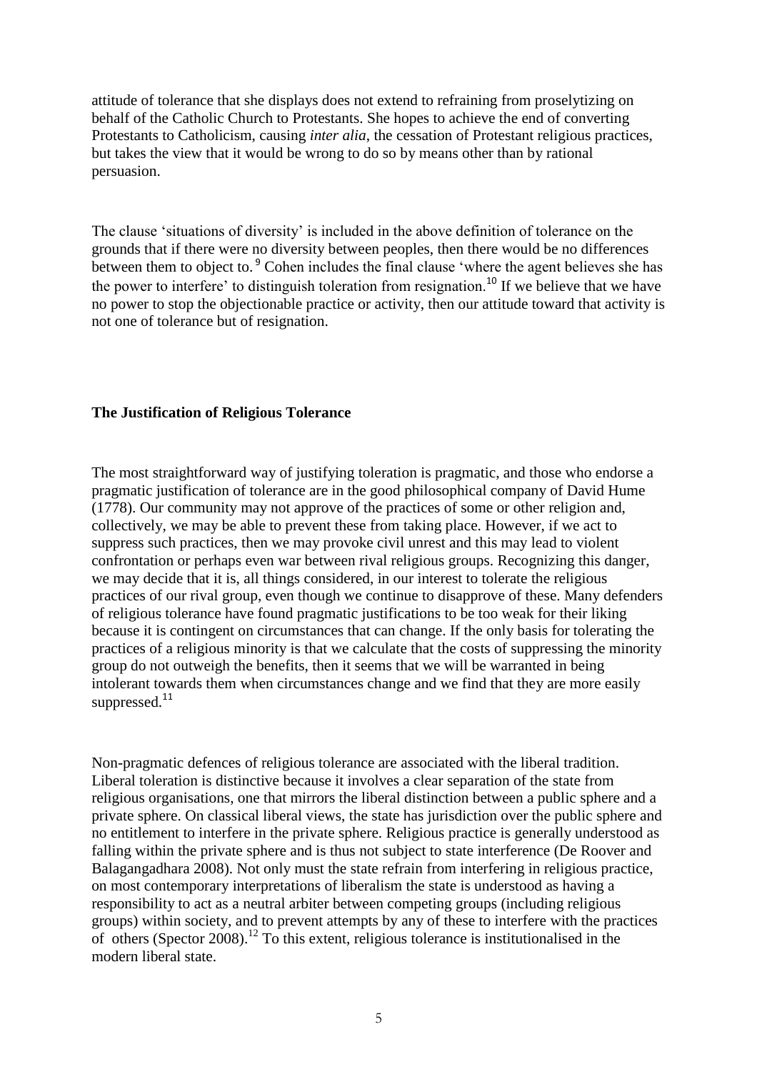attitude of tolerance that she displays does not extend to refraining from proselytizing on behalf of the Catholic Church to Protestants. She hopes to achieve the end of converting Protestants to Catholicism, causing *inter alia*, the cessation of Protestant religious practices, but takes the view that it would be wrong to do so by means other than by rational persuasion.

The clause 'situations of diversity' is included in the above definition of tolerance on the grounds that if there were no diversity between peoples, then there would be no differences between them to object to.[9] Cohen includes the final clause 'where the agent believes she has the power to interfere' to distinguish toleration from resignation.[10] If we believe that we have no power to stop the objectionable practice or activity, then our attitude toward that activity is not one of tolerance but of resignation.

**The Justification of Religious Tolerance**

The most straightforward way of justifying toleration is pragmatic, and those who endorse a pragmatic justification of tolerance are in the good philosophical company of David Hume (1778). Our community may not approve of the practices of some or other religion and, collectively, we may be able to prevent these from taking place. However, if we act to suppress such practices, then we may provoke civil unrest and this may lead to violent confrontation or perhaps even war between rival religious groups. Recognizing this danger, we may decide that it is, all things considered, in our interest to tolerate the religious practices of our rival group, even though we continue to disapprove of these. Many defenders of religious tolerance have found pragmatic justifications to be too weak for their liking because it is contingent on circumstances that can change. If the only basis for tolerating the practices of a religious minority is that we calculate that the costs of suppressing the minority group do not outweigh the benefits, then it seems that we will be warranted in being intolerant towards them when circumstances change and we find that they are more easily suppressed.[11]

Non-pragmatic defences of religious tolerance are associated with the liberal tradition. Liberal toleration is distinctive because it involves a clear separation of the state from religious organisations, one that mirrors the liberal distinction between a public sphere and a private sphere. On classical liberal views, the state has jurisdiction over the public sphere and no entitlement to interfere in the private sphere. Religious practice is generally understood as falling within the private sphere and is thus not subject to state interference (De Roover and Balagangadhara 2008). Not only must the state refrain from interfering in religious practice, on most contemporary interpretations of liberalism the state is understood as having a responsibility to act as a neutral arbiter between competing groups (including religious groups) within society, and to prevent attempts by any of these to interfere with the practices of others (Spector 2008).[12] To this extent, religious tolerance is institutionalised in the modern liberal state.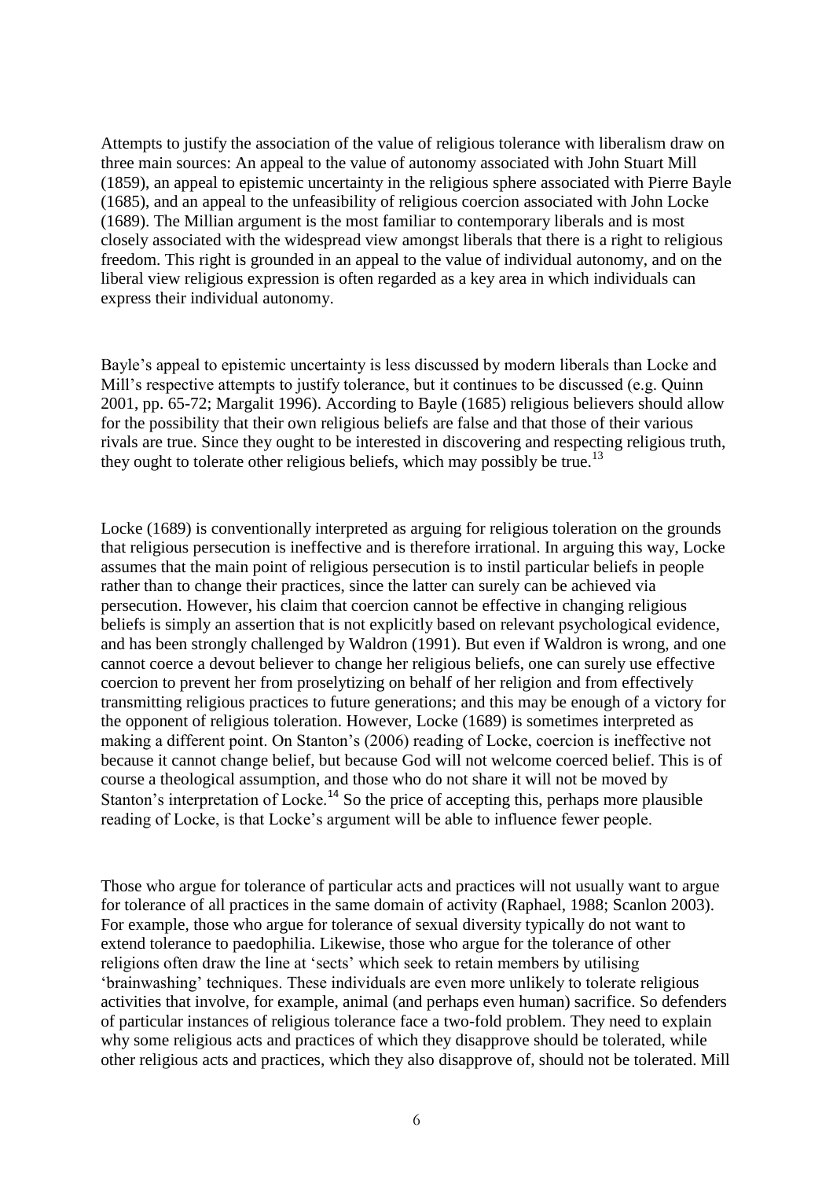Attempts to justify the association of the value of religious tolerance with liberalism draw on three main sources: An appeal to the value of autonomy associated with John Stuart Mill (1859), an appeal to epistemic uncertainty in the religious sphere associated with Pierre Bayle (1685), and an appeal to the unfeasibility of religious coercion associated with John Locke (1689). The Millian argument is the most familiar to contemporary liberals and is most closely associated with the widespread view amongst liberals that there is a right to religious freedom. This right is grounded in an appeal to the value of individual autonomy, and on the liberal view religious expression is often regarded as a key area in which individuals can express their individual autonomy.

Bayle's appeal to epistemic uncertainty is less discussed by modern liberals than Locke and Mill's respective attempts to justify tolerance, but it continues to be discussed (e.g. Quinn 2001, pp. 65-72; Margalit 1996). According to Bayle (1685) religious believers should allow for the possibility that their own religious beliefs are false and that those of their various rivals are true. Since they ought to be interested in discovering and respecting religious truth, they ought to tolerate other religious beliefs, which may possibly be true.[13]

Locke (1689) is conventionally interpreted as arguing for religious toleration on the grounds that religious persecution is ineffective and is therefore irrational. In arguing this way, Locke assumes that the main point of religious persecution is to instil particular beliefs in people rather than to change their practices, since the latter can surely can be achieved via persecution. However, his claim that coercion cannot be effective in changing religious beliefs is simply an assertion that is not explicitly based on relevant psychological evidence, and has been strongly challenged by Waldron (1991). But even if Waldron is wrong, and one cannot coerce a devout believer to change her religious beliefs, one can surely use effective coercion to prevent her from proselytizing on behalf of her religion and from effectively transmitting religious practices to future generations; and this may be enough of a victory for the opponent of religious toleration. However, Locke (1689) is sometimes interpreted as making a different point. On Stanton's (2006) reading of Locke, coercion is ineffective not because it cannot change belief, but because God will not welcome coerced belief. This is of course a theological assumption, and those who do not share it will not be moved by Stanton's interpretation of Locke.[14] So the price of accepting this, perhaps more plausible reading of Locke, is that Locke's argument will be able to influence fewer people.

Those who argue for tolerance of particular acts and practices will not usually want to argue for tolerance of all practices in the same domain of activity (Raphael, 1988; Scanlon 2003). For example, those who argue for tolerance of sexual diversity typically do not want to extend tolerance to paedophilia. Likewise, those who argue for the tolerance of other religions often draw the line at 'sects' which seek to retain members by utilising 'brainwashing' techniques. These individuals are even more unlikely to tolerate religious activities that involve, for example, animal (and perhaps even human) sacrifice. So defenders of particular instances of religious tolerance face a two-fold problem. They need to explain why some religious acts and practices of which they disapprove should be tolerated, while other religious acts and practices, which they also disapprove of, should not be tolerated. Mill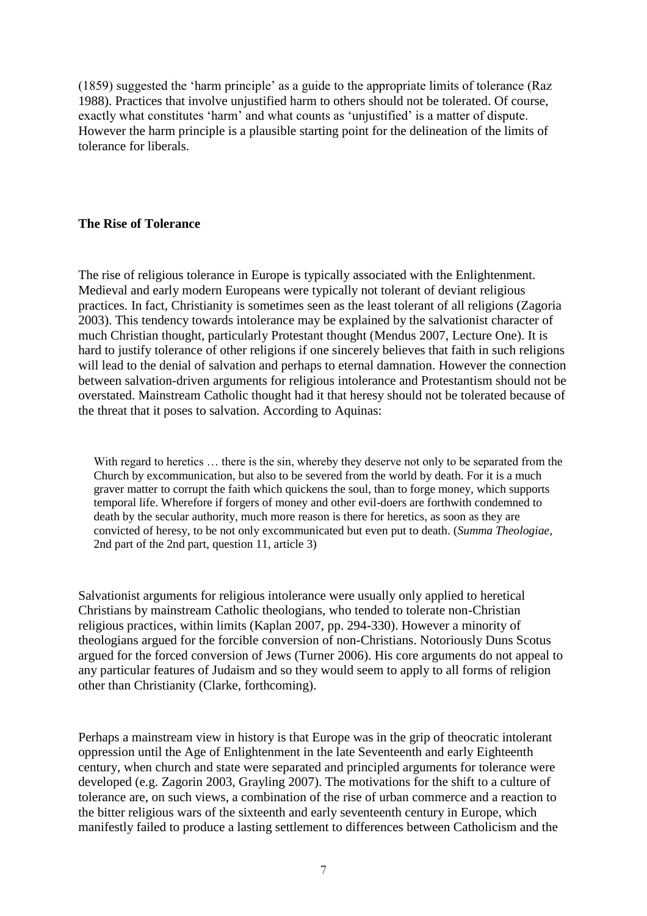(1859) suggested the 'harm principle' as a guide to the appropriate limits of tolerance (Raz 1988). Practices that involve unjustified harm to others should not be tolerated. Of course, exactly what constitutes 'harm' and what counts as 'unjustified' is a matter of dispute. However the harm principle is a plausible starting point for the delineation of the limits of tolerance for liberals.

**The Rise of Tolerance**

The rise of religious tolerance in Europe is typically associated with the Enlightenment. Medieval and early modern Europeans were typically not tolerant of deviant religious practices. In fact, Christianity is sometimes seen as the least tolerant of all religions (Zagoria 2003). This tendency towards intolerance may be explained by the salvationist character of much Christian thought, particularly Protestant thought (Mendus 2007, Lecture One). It is hard to justify tolerance of other religions if one sincerely believes that faith in such religions will lead to the denial of salvation and perhaps to eternal damnation. However the connection between salvation-driven arguments for religious intolerance and Protestantism should not be overstated. Mainstream Catholic thought had it that heresy should not be tolerated because of the threat that it poses to salvation. According to Aquinas:

> With regard to heretics … there is the sin, whereby they deserve not only to be separated from the Church by excommunication, but also to be severed from the world by death. For it is a much graver matter to corrupt the faith which quickens the soul, than to forge money, which supports temporal life. Wherefore if forgers of money and other evil-doers are forthwith condemned to death by the secular authority, much more reason is there for heretics, as soon as they are convicted of heresy, to be not only excommunicated but even put to death. (*Summa Theologiae*, 2nd part of the 2nd part, question 11, article 3)

Salvationist arguments for religious intolerance were usually only applied to heretical Christians by mainstream Catholic theologians, who tended to tolerate non-Christian religious practices, within limits (Kaplan 2007, pp. 294-330). However a minority of theologians argued for the forcible conversion of non-Christians. Notoriously Duns Scotus argued for the forced conversion of Jews (Turner 2006). His core arguments do not appeal to any particular features of Judaism and so they would seem to apply to all forms of religion other than Christianity (Clarke, forthcoming).

Perhaps a mainstream view in history is that Europe was in the grip of theocratic intolerant oppression until the Age of Enlightenment in the late Seventeenth and early Eighteenth century, when church and state were separated and principled arguments for tolerance were developed (e.g. Zagorin 2003, Grayling 2007). The motivations for the shift to a culture of tolerance are, on such views, a combination of the rise of urban commerce and a reaction to the bitter religious wars of the sixteenth and early seventeenth century in Europe, which manifestly failed to produce a lasting settlement to differences between Catholicism and the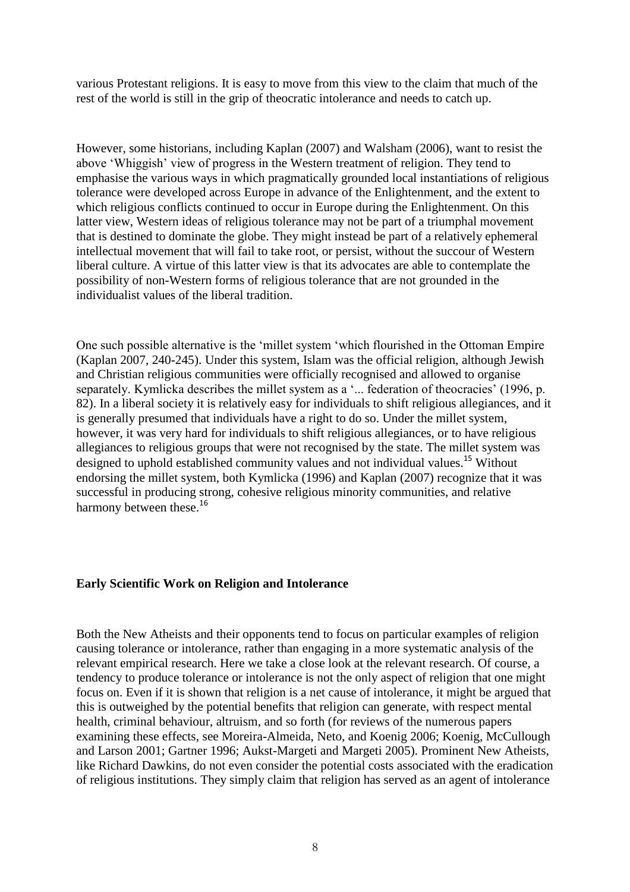various Protestant religions. It is easy to move from this view to the claim that much of the rest of the world is still in the grip of theocratic intolerance and needs to catch up.

However, some historians, including Kaplan (2007) and Walsham (2006), want to resist the above 'Whiggish' view of progress in the Western treatment of religion. They tend to emphasise the various ways in which pragmatically grounded local instantiations of religious tolerance were developed across Europe in advance of the Enlightenment, and the extent to which religious conflicts continued to occur in Europe during the Enlightenment. On this latter view, Western ideas of religious tolerance may not be part of a triumphal movement that is destined to dominate the globe. They might instead be part of a relatively ephemeral intellectual movement that will fail to take root, or persist, without the succour of Western liberal culture. A virtue of this latter view is that its advocates are able to contemplate the possibility of non-Western forms of religious tolerance that are not grounded in the individualist values of the liberal tradition.

One such possible alternative is the 'millet system 'which flourished in the Ottoman Empire (Kaplan 2007, 240-245). Under this system, Islam was the official religion, although Jewish and Christian religious communities were officially recognised and allowed to organise separately. Kymlicka describes the millet system as a '... federation of theocracies' (1996, p. 82). In a liberal society it is relatively easy for individuals to shift religious allegiances, and it is generally presumed that individuals have a right to do so. Under the millet system, however, it was very hard for individuals to shift religious allegiances, or to have religious allegiances to religious groups that were not recognised by the state. The millet system was designed to uphold established community values and not individual values.[15] Without endorsing the millet system, both Kymlicka (1996) and Kaplan (2007) recognize that it was successful in producing strong, cohesive religious minority communities, and relative harmony between these.[16]

## Early Scientific Work on Religion and Intolerance

Both the New Atheists and their opponents tend to focus on particular examples of religion causing tolerance or intolerance, rather than engaging in a more systematic analysis of the relevant empirical research. Here we take a close look at the relevant research. Of course, a tendency to produce tolerance or intolerance is not the only aspect of religion that one might focus on. Even if it is shown that religion is a net cause of intolerance, it might be argued that this is outweighed by the potential benefits that religion can generate, with respect mental health, criminal behaviour, altruism, and so forth (for reviews of the numerous papers examining these effects, see Moreira-Almeida, Neto, and Koenig 2006; Koenig, McCullough and Larson 2001; Gartner 1996; Aukst-Margeti and Margeti 2005). Prominent New Atheists, like Richard Dawkins, do not even consider the potential costs associated with the eradication of religious institutions. They simply claim that religion has served as an agent of intolerance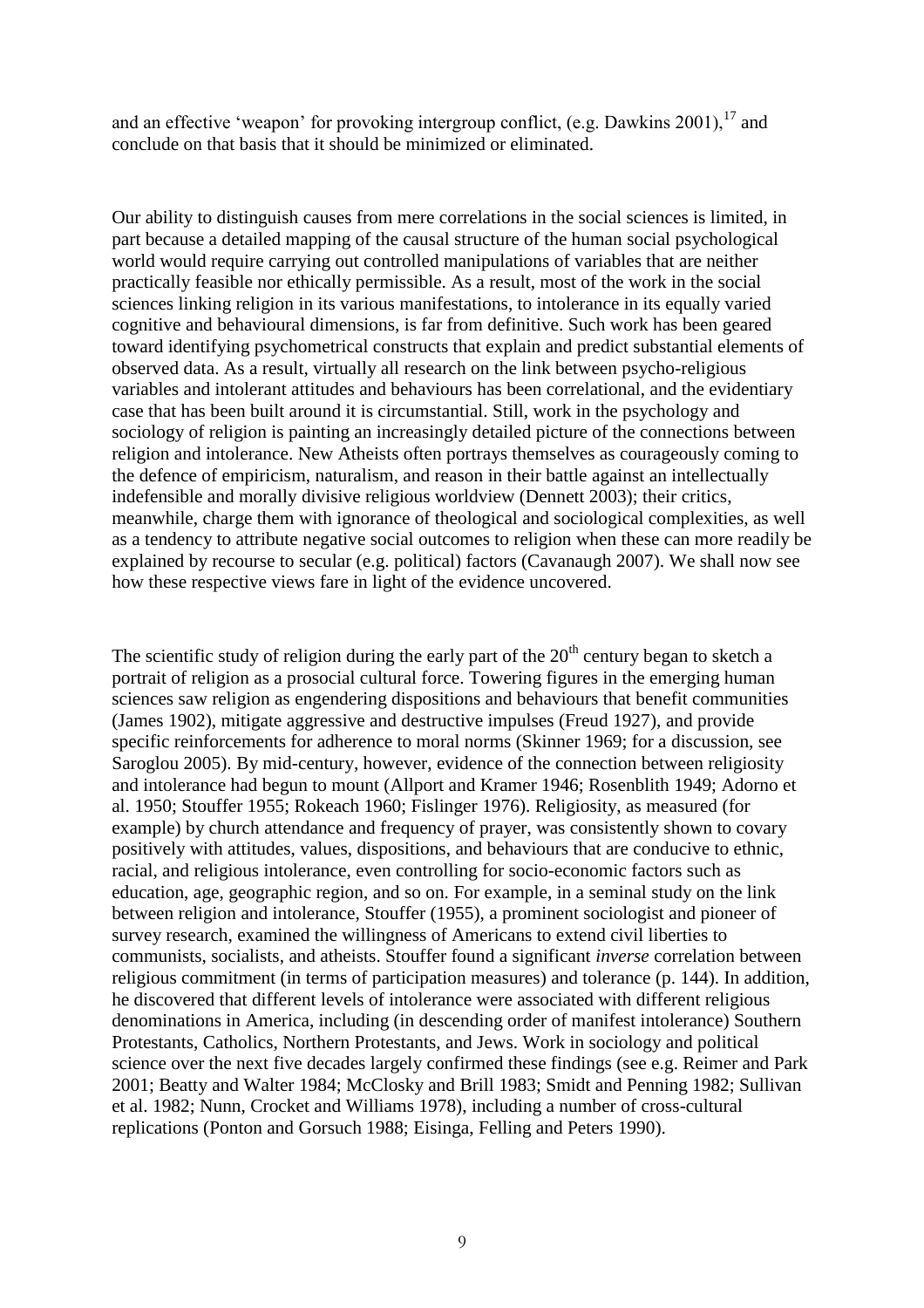and an effective 'weapon' for provoking intergroup conflict, (e.g. Dawkins 2001),[17] and conclude on that basis that it should be minimized or eliminated.

Our ability to distinguish causes from mere correlations in the social sciences is limited, in part because a detailed mapping of the causal structure of the human social psychological world would require carrying out controlled manipulations of variables that are neither practically feasible nor ethically permissible. As a result, most of the work in the social sciences linking religion in its various manifestations, to intolerance in its equally varied cognitive and behavioural dimensions, is far from definitive. Such work has been geared toward identifying psychometrical constructs that explain and predict substantial elements of observed data. As a result, virtually all research on the link between psycho-religious variables and intolerant attitudes and behaviours has been correlational, and the evidentiary case that has been built around it is circumstantial. Still, work in the psychology and sociology of religion is painting an increasingly detailed picture of the connections between religion and intolerance. New Atheists often portrays themselves as courageously coming to the defence of empiricism, naturalism, and reason in their battle against an intellectually indefensible and morally divisive religious worldview (Dennett 2003); their critics, meanwhile, charge them with ignorance of theological and sociological complexities, as well as a tendency to attribute negative social outcomes to religion when these can more readily be explained by recourse to secular (e.g. political) factors (Cavanaugh 2007). We shall now see how these respective views fare in light of the evidence uncovered.

The scientific study of religion during the early part of the 20th century began to sketch a portrait of religion as a prosocial cultural force. Towering figures in the emerging human sciences saw religion as engendering dispositions and behaviours that benefit communities (James 1902), mitigate aggressive and destructive impulses (Freud 1927), and provide specific reinforcements for adherence to moral norms (Skinner 1969; for a discussion, see Saroglou 2005). By mid-century, however, evidence of the connection between religiosity and intolerance had begun to mount (Allport and Kramer 1946; Rosenblith 1949; Adorno et al. 1950; Stouffer 1955; Rokeach 1960; Fislinger 1976). Religiosity, as measured (for example) by church attendance and frequency of prayer, was consistently shown to covary positively with attitudes, values, dispositions, and behaviours that are conducive to ethnic, racial, and religious intolerance, even controlling for socio-economic factors such as education, age, geographic region, and so on. For example, in a seminal study on the link between religion and intolerance, Stouffer (1955), a prominent sociologist and pioneer of survey research, examined the willingness of Americans to extend civil liberties to communists, socialists, and atheists. Stouffer found a significant *inverse* correlation between religious commitment (in terms of participation measures) and tolerance (p. 144). In addition, he discovered that different levels of intolerance were associated with different religious denominations in America, including (in descending order of manifest intolerance) Southern Protestants, Catholics, Northern Protestants, and Jews. Work in sociology and political science over the next five decades largely confirmed these findings (see e.g. Reimer and Park 2001; Beatty and Walter 1984; McClosky and Brill 1983; Smidt and Penning 1982; Sullivan et al. 1982; Nunn, Crocket and Williams 1978), including a number of cross-cultural replications (Ponton and Gorsuch 1988; Eisinga, Felling and Peters 1990).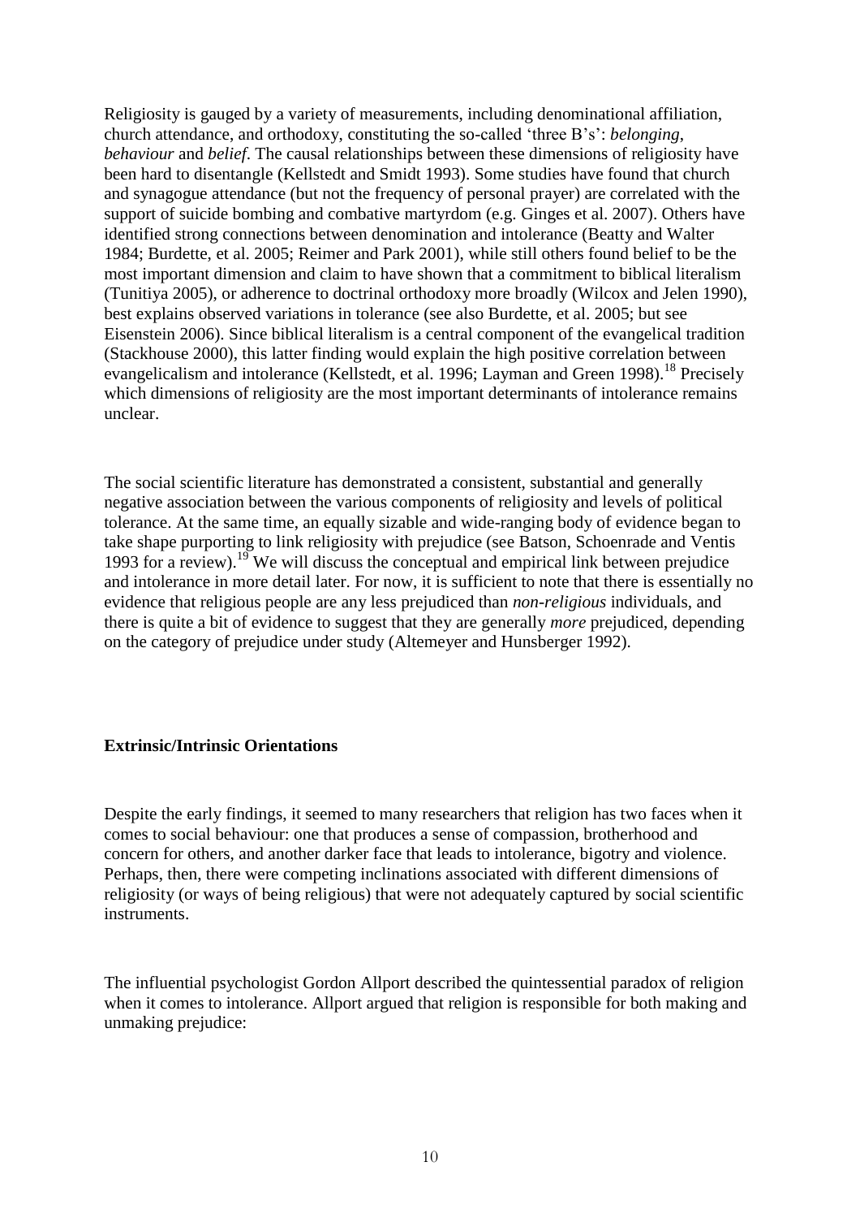Religiosity is gauged by a variety of measurements, including denominational affiliation, church attendance, and orthodoxy, constituting the so-called 'three B's': *belonging*, *behaviour* and *belief*. The causal relationships between these dimensions of religiosity have been hard to disentangle (Kellstedt and Smidt 1993). Some studies have found that church and synagogue attendance (but not the frequency of personal prayer) are correlated with the support of suicide bombing and combative martyrdom (e.g. Ginges et al. 2007). Others have identified strong connections between denomination and intolerance (Beatty and Walter 1984; Burdette, et al. 2005; Reimer and Park 2001), while still others found belief to be the most important dimension and claim to have shown that a commitment to biblical literalism (Tunitiya 2005), or adherence to doctrinal orthodoxy more broadly (Wilcox and Jelen 1990), best explains observed variations in tolerance (see also Burdette, et al. 2005; but see Eisenstein 2006). Since biblical literalism is a central component of the evangelical tradition (Stackhouse 2000), this latter finding would explain the high positive correlation between evangelicalism and intolerance (Kellstedt, et al. 1996; Layman and Green 1998).[18] Precisely which dimensions of religiosity are the most important determinants of intolerance remains unclear.

The social scientific literature has demonstrated a consistent, substantial and generally negative association between the various components of religiosity and levels of political tolerance. At the same time, an equally sizable and wide-ranging body of evidence began to take shape purporting to link religiosity with prejudice (see Batson, Schoenrade and Ventis 1993 for a review).[19] We will discuss the conceptual and empirical link between prejudice and intolerance in more detail later. For now, it is sufficient to note that there is essentially no evidence that religious people are any less prejudiced than *non-religious* individuals, and there is quite a bit of evidence to suggest that they are generally *more* prejudiced, depending on the category of prejudice under study (Altemeyer and Hunsberger 1992).

**Extrinsic/Intrinsic Orientations**

Despite the early findings, it seemed to many researchers that religion has two faces when it comes to social behaviour: one that produces a sense of compassion, brotherhood and concern for others, and another darker face that leads to intolerance, bigotry and violence. Perhaps, then, there were competing inclinations associated with different dimensions of religiosity (or ways of being religious) that were not adequately captured by social scientific instruments.

The influential psychologist Gordon Allport described the quintessential paradox of religion when it comes to intolerance. Allport argued that religion is responsible for both making and unmaking prejudice: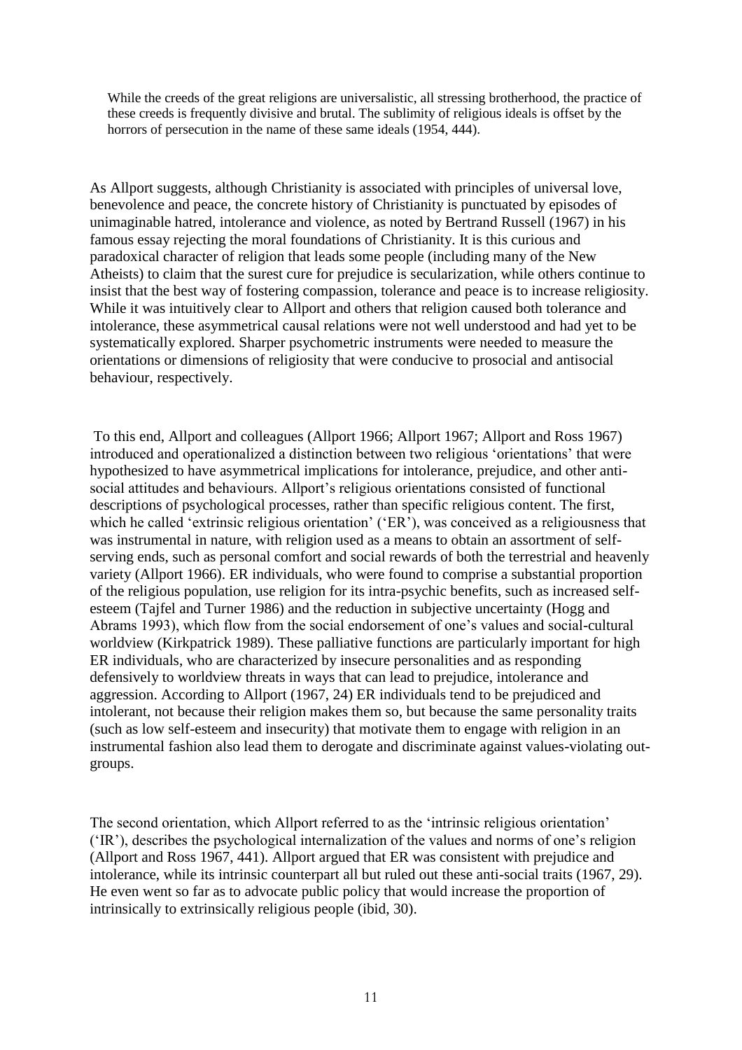> While the creeds of the great religions are universalistic, all stressing brotherhood, the practice of these creeds is frequently divisive and brutal. The sublimity of religious ideals is offset by the horrors of persecution in the name of these same ideals (1954, 444).

As Allport suggests, although Christianity is associated with principles of universal love, benevolence and peace, the concrete history of Christianity is punctuated by episodes of unimaginable hatred, intolerance and violence, as noted by Bertrand Russell (1967) in his famous essay rejecting the moral foundations of Christianity. It is this curious and paradoxical character of religion that leads some people (including many of the New Atheists) to claim that the surest cure for prejudice is secularization, while others continue to insist that the best way of fostering compassion, tolerance and peace is to increase religiosity. While it was intuitively clear to Allport and others that religion caused both tolerance and intolerance, these asymmetrical causal relations were not well understood and had yet to be systematically explored. Sharper psychometric instruments were needed to measure the orientations or dimensions of religiosity that were conducive to prosocial and antisocial behaviour, respectively.

To this end, Allport and colleagues (Allport 1966; Allport 1967; Allport and Ross 1967) introduced and operationalized a distinction between two religious 'orientations' that were hypothesized to have asymmetrical implications for intolerance, prejudice, and other anti-social attitudes and behaviours. Allport's religious orientations consisted of functional descriptions of psychological processes, rather than specific religious content. The first, which he called 'extrinsic religious orientation' ('ER'), was conceived as a religiousness that was instrumental in nature, with religion used as a means to obtain an assortment of self-serving ends, such as personal comfort and social rewards of both the terrestrial and heavenly variety (Allport 1966). ER individuals, who were found to comprise a substantial proportion of the religious population, use religion for its intra-psychic benefits, such as increased self-esteem (Tajfel and Turner 1986) and the reduction in subjective uncertainty (Hogg and Abrams 1993), which flow from the social endorsement of one's values and social-cultural worldview (Kirkpatrick 1989). These palliative functions are particularly important for high ER individuals, who are characterized by insecure personalities and as responding defensively to worldview threats in ways that can lead to prejudice, intolerance and aggression. According to Allport (1967, 24) ER individuals tend to be prejudiced and intolerant, not because their religion makes them so, but because the same personality traits (such as low self-esteem and insecurity) that motivate them to engage with religion in an instrumental fashion also lead them to derogate and discriminate against values-violating out-groups.

The second orientation, which Allport referred to as the 'intrinsic religious orientation' ('IR'), describes the psychological internalization of the values and norms of one's religion (Allport and Ross 1967, 441). Allport argued that ER was consistent with prejudice and intolerance, while its intrinsic counterpart all but ruled out these anti-social traits (1967, 29). He even went so far as to advocate public policy that would increase the proportion of intrinsically to extrinsically religious people (ibid, 30).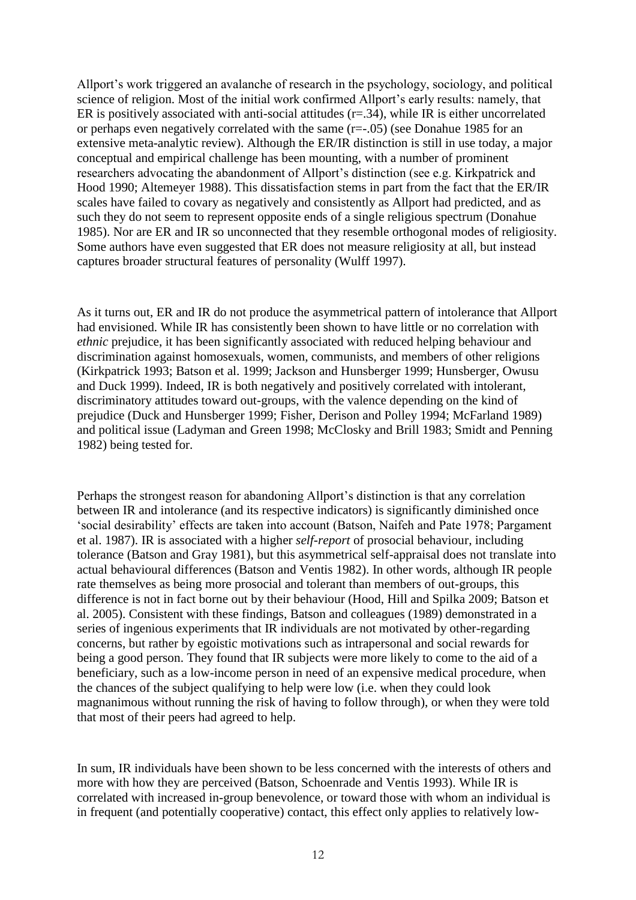Allport's work triggered an avalanche of research in the psychology, sociology, and political science of religion. Most of the initial work confirmed Allport's early results: namely, that ER is positively associated with anti-social attitudes (r=.34), while IR is either uncorrelated or perhaps even negatively correlated with the same (r=-.05) (see Donahue 1985 for an extensive meta-analytic review). Although the ER/IR distinction is still in use today, a major conceptual and empirical challenge has been mounting, with a number of prominent researchers advocating the abandonment of Allport's distinction (see e.g. Kirkpatrick and Hood 1990; Altemeyer 1988). This dissatisfaction stems in part from the fact that the ER/IR scales have failed to covary as negatively and consistently as Allport had predicted, and as such they do not seem to represent opposite ends of a single religious spectrum (Donahue 1985). Nor are ER and IR so unconnected that they resemble orthogonal modes of religiosity. Some authors have even suggested that ER does not measure religiosity at all, but instead captures broader structural features of personality (Wulff 1997).

As it turns out, ER and IR do not produce the asymmetrical pattern of intolerance that Allport had envisioned. While IR has consistently been shown to have little or no correlation with *ethnic* prejudice, it has been significantly associated with reduced helping behaviour and discrimination against homosexuals, women, communists, and members of other religions (Kirkpatrick 1993; Batson et al. 1999; Jackson and Hunsberger 1999; Hunsberger, Owusu and Duck 1999). Indeed, IR is both negatively and positively correlated with intolerant, discriminatory attitudes toward out-groups, with the valence depending on the kind of prejudice (Duck and Hunsberger 1999; Fisher, Derison and Polley 1994; McFarland 1989) and political issue (Ladyman and Green 1998; McClosky and Brill 1983; Smidt and Penning 1982) being tested for.

Perhaps the strongest reason for abandoning Allport's distinction is that any correlation between IR and intolerance (and its respective indicators) is significantly diminished once 'social desirability' effects are taken into account (Batson, Naifeh and Pate 1978; Pargament et al. 1987). IR is associated with a higher *self-report* of prosocial behaviour, including tolerance (Batson and Gray 1981), but this asymmetrical self-appraisal does not translate into actual behavioural differences (Batson and Ventis 1982). In other words, although IR people rate themselves as being more prosocial and tolerant than members of out-groups, this difference is not in fact borne out by their behaviour (Hood, Hill and Spilka 2009; Batson et al. 2005). Consistent with these findings, Batson and colleagues (1989) demonstrated in a series of ingenious experiments that IR individuals are not motivated by other-regarding concerns, but rather by egoistic motivations such as intrapersonal and social rewards for being a good person. They found that IR subjects were more likely to come to the aid of a beneficiary, such as a low-income person in need of an expensive medical procedure, when the chances of the subject qualifying to help were low (i.e. when they could look magnanimous without running the risk of having to follow through), or when they were told that most of their peers had agreed to help.

In sum, IR individuals have been shown to be less concerned with the interests of others and more with how they are perceived (Batson, Schoenrade and Ventis 1993). While IR is correlated with increased in-group benevolence, or toward those with whom an individual is in frequent (and potentially cooperative) contact, this effect only applies to relatively low-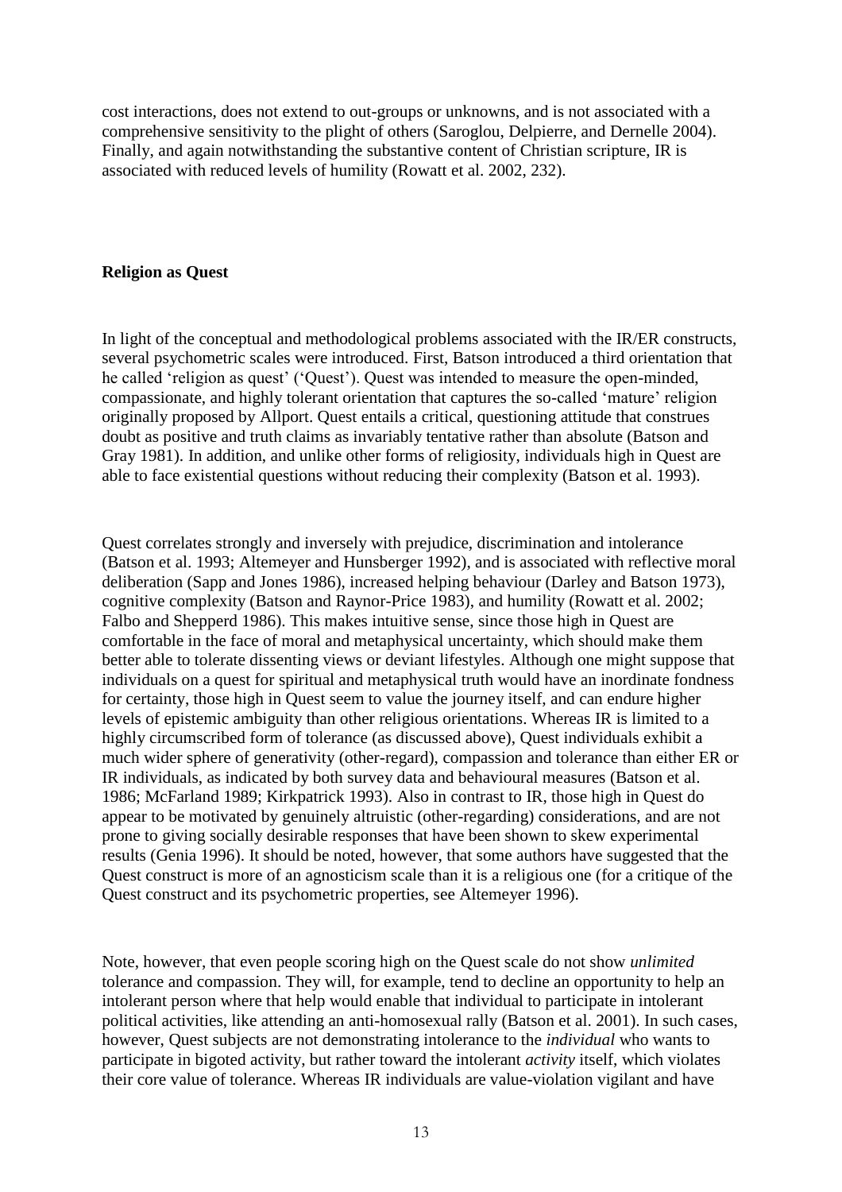cost interactions, does not extend to out-groups or unknowns, and is not associated with a comprehensive sensitivity to the plight of others (Saroglou, Delpierre, and Dernelle 2004). Finally, and again notwithstanding the substantive content of Christian scripture, IR is associated with reduced levels of humility (Rowatt et al. 2002, 232).

## Religion as Quest

In light of the conceptual and methodological problems associated with the IR/ER constructs, several psychometric scales were introduced. First, Batson introduced a third orientation that he called 'religion as quest' ('Quest'). Quest was intended to measure the open-minded, compassionate, and highly tolerant orientation that captures the so-called 'mature' religion originally proposed by Allport. Quest entails a critical, questioning attitude that construes doubt as positive and truth claims as invariably tentative rather than absolute (Batson and Gray 1981). In addition, and unlike other forms of religiosity, individuals high in Quest are able to face existential questions without reducing their complexity (Batson et al. 1993).

Quest correlates strongly and inversely with prejudice, discrimination and intolerance (Batson et al. 1993; Altemeyer and Hunsberger 1992), and is associated with reflective moral deliberation (Sapp and Jones 1986), increased helping behaviour (Darley and Batson 1973), cognitive complexity (Batson and Raynor-Price 1983), and humility (Rowatt et al. 2002; Falbo and Shepperd 1986). This makes intuitive sense, since those high in Quest are comfortable in the face of moral and metaphysical uncertainty, which should make them better able to tolerate dissenting views or deviant lifestyles. Although one might suppose that individuals on a quest for spiritual and metaphysical truth would have an inordinate fondness for certainty, those high in Quest seem to value the journey itself, and can endure higher levels of epistemic ambiguity than other religious orientations. Whereas IR is limited to a highly circumscribed form of tolerance (as discussed above), Quest individuals exhibit a much wider sphere of generativity (other-regard), compassion and tolerance than either ER or IR individuals, as indicated by both survey data and behavioural measures (Batson et al. 1986; McFarland 1989; Kirkpatrick 1993). Also in contrast to IR, those high in Quest do appear to be motivated by genuinely altruistic (other-regarding) considerations, and are not prone to giving socially desirable responses that have been shown to skew experimental results (Genia 1996). It should be noted, however, that some authors have suggested that the Quest construct is more of an agnosticism scale than it is a religious one (for a critique of the Quest construct and its psychometric properties, see Altemeyer 1996).

Note, however, that even people scoring high on the Quest scale do not show *unlimited* tolerance and compassion. They will, for example, tend to decline an opportunity to help an intolerant person where that help would enable that individual to participate in intolerant political activities, like attending an anti-homosexual rally (Batson et al. 2001). In such cases, however, Quest subjects are not demonstrating intolerance to the *individual* who wants to participate in bigoted activity, but rather toward the intolerant *activity* itself, which violates their core value of tolerance. Whereas IR individuals are value-violation vigilant and have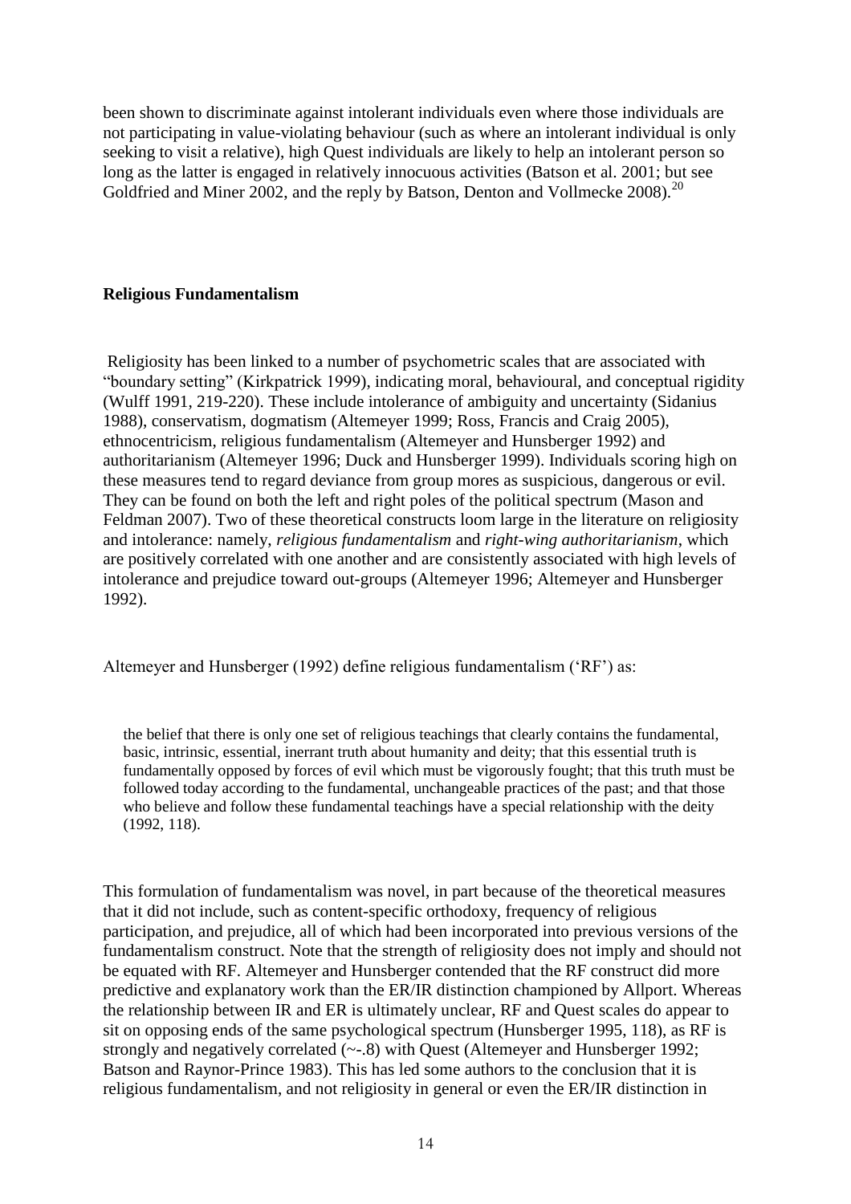been shown to discriminate against intolerant individuals even where those individuals are not participating in value-violating behaviour (such as where an intolerant individual is only seeking to visit a relative), high Quest individuals are likely to help an intolerant person so long as the latter is engaged in relatively innocuous activities (Batson et al. 2001; but see Goldfried and Miner 2002, and the reply by Batson, Denton and Vollmecke 2008).[20]

**Religious Fundamentalism**

Religiosity has been linked to a number of psychometric scales that are associated with "boundary setting" (Kirkpatrick 1999), indicating moral, behavioural, and conceptual rigidity (Wulff 1991, 219-220). These include intolerance of ambiguity and uncertainty (Sidanius 1988), conservatism, dogmatism (Altemeyer 1999; Ross, Francis and Craig 2005), ethnocentricism, religious fundamentalism (Altemeyer and Hunsberger 1992) and authoritarianism (Altemeyer 1996; Duck and Hunsberger 1999). Individuals scoring high on these measures tend to regard deviance from group mores as suspicious, dangerous or evil. They can be found on both the left and right poles of the political spectrum (Mason and Feldman 2007). Two of these theoretical constructs loom large in the literature on religiosity and intolerance: namely, *religious fundamentalism* and *right-wing authoritarianism*, which are positively correlated with one another and are consistently associated with high levels of intolerance and prejudice toward out-groups (Altemeyer 1996; Altemeyer and Hunsberger 1992).

Altemeyer and Hunsberger (1992) define religious fundamentalism ('RF') as:

> the belief that there is only one set of religious teachings that clearly contains the fundamental, basic, intrinsic, essential, inerrant truth about humanity and deity; that this essential truth is fundamentally opposed by forces of evil which must be vigorously fought; that this truth must be followed today according to the fundamental, unchangeable practices of the past; and that those who believe and follow these fundamental teachings have a special relationship with the deity (1992, 118).

This formulation of fundamentalism was novel, in part because of the theoretical measures that it did not include, such as content-specific orthodoxy, frequency of religious participation, and prejudice, all of which had been incorporated into previous versions of the fundamentalism construct. Note that the strength of religiosity does not imply and should not be equated with RF. Altemeyer and Hunsberger contended that the RF construct did more predictive and explanatory work than the ER/IR distinction championed by Allport. Whereas the relationship between IR and ER is ultimately unclear, RF and Quest scales do appear to sit on opposing ends of the same psychological spectrum (Hunsberger 1995, 118), as RF is strongly and negatively correlated (~-.8) with Quest (Altemeyer and Hunsberger 1992; Batson and Raynor-Prince 1983). This has led some authors to the conclusion that it is religious fundamentalism, and not religiosity in general or even the ER/IR distinction in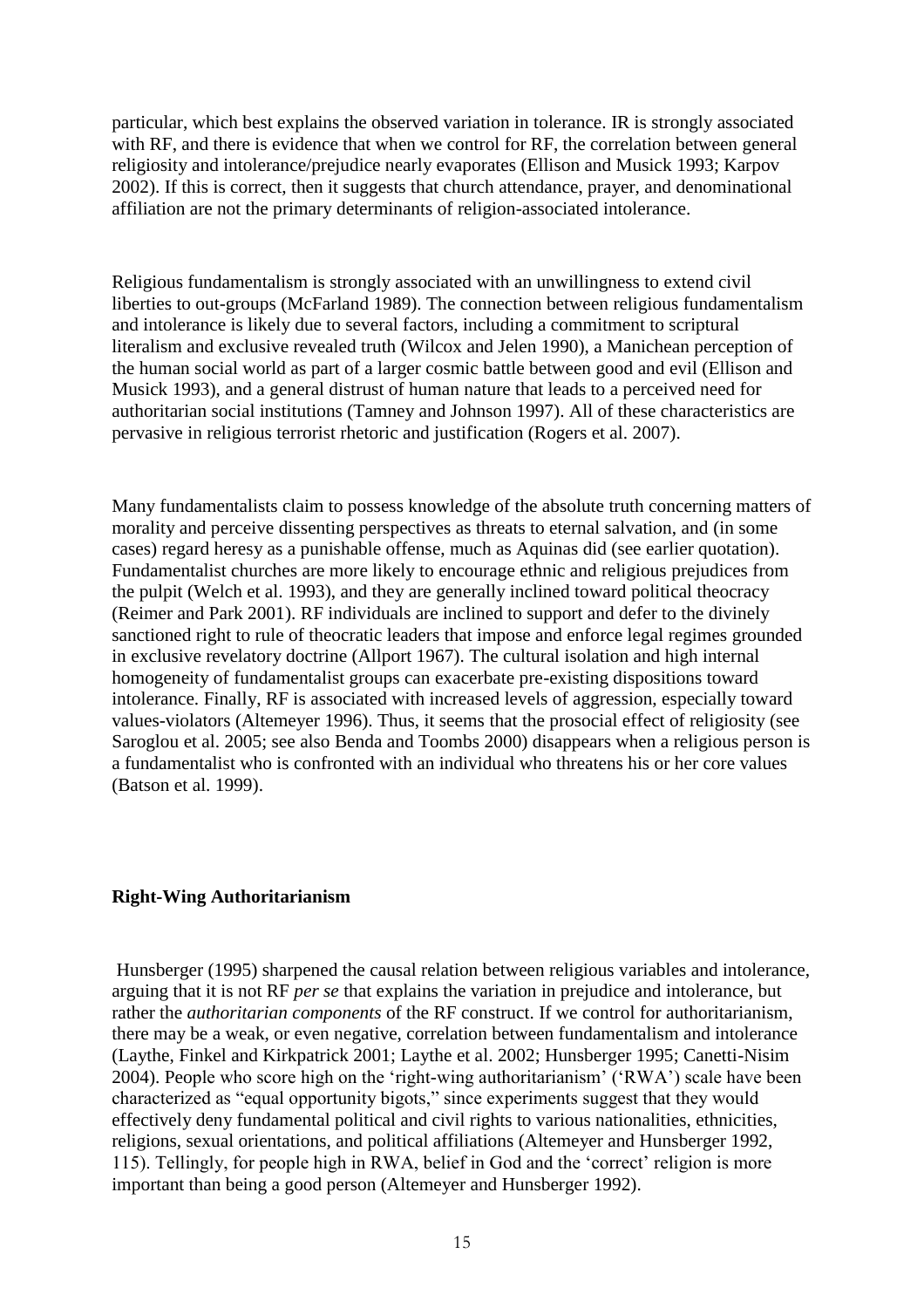particular, which best explains the observed variation in tolerance. IR is strongly associated with RF, and there is evidence that when we control for RF, the correlation between general religiosity and intolerance/prejudice nearly evaporates (Ellison and Musick 1993; Karpov 2002). If this is correct, then it suggests that church attendance, prayer, and denominational affiliation are not the primary determinants of religion-associated intolerance.

Religious fundamentalism is strongly associated with an unwillingness to extend civil liberties to out-groups (McFarland 1989). The connection between religious fundamentalism and intolerance is likely due to several factors, including a commitment to scriptural literalism and exclusive revealed truth (Wilcox and Jelen 1990), a Manichean perception of the human social world as part of a larger cosmic battle between good and evil (Ellison and Musick 1993), and a general distrust of human nature that leads to a perceived need for authoritarian social institutions (Tamney and Johnson 1997). All of these characteristics are pervasive in religious terrorist rhetoric and justification (Rogers et al. 2007).

Many fundamentalists claim to possess knowledge of the absolute truth concerning matters of morality and perceive dissenting perspectives as threats to eternal salvation, and (in some cases) regard heresy as a punishable offense, much as Aquinas did (see earlier quotation). Fundamentalist churches are more likely to encourage ethnic and religious prejudices from the pulpit (Welch et al. 1993), and they are generally inclined toward political theocracy (Reimer and Park 2001). RF individuals are inclined to support and defer to the divinely sanctioned right to rule of theocratic leaders that impose and enforce legal regimes grounded in exclusive revelatory doctrine (Allport 1967). The cultural isolation and high internal homogeneity of fundamentalist groups can exacerbate pre-existing dispositions toward intolerance. Finally, RF is associated with increased levels of aggression, especially toward values-violators (Altemeyer 1996). Thus, it seems that the prosocial effect of religiosity (see Saroglou et al. 2005; see also Benda and Toombs 2000) disappears when a religious person is a fundamentalist who is confronted with an individual who threatens his or her core values (Batson et al. 1999).

**Right-Wing Authoritarianism**

Hunsberger (1995) sharpened the causal relation between religious variables and intolerance, arguing that it is not RF *per se* that explains the variation in prejudice and intolerance, but rather the *authoritarian components* of the RF construct. If we control for authoritarianism, there may be a weak, or even negative, correlation between fundamentalism and intolerance (Laythe, Finkel and Kirkpatrick 2001; Laythe et al. 2002; Hunsberger 1995; Canetti-Nisim 2004). People who score high on the 'right-wing authoritarianism' ('RWA') scale have been characterized as "equal opportunity bigots," since experiments suggest that they would effectively deny fundamental political and civil rights to various nationalities, ethnicities, religions, sexual orientations, and political affiliations (Altemeyer and Hunsberger 1992, 115). Tellingly, for people high in RWA, belief in God and the 'correct' religion is more important than being a good person (Altemeyer and Hunsberger 1992).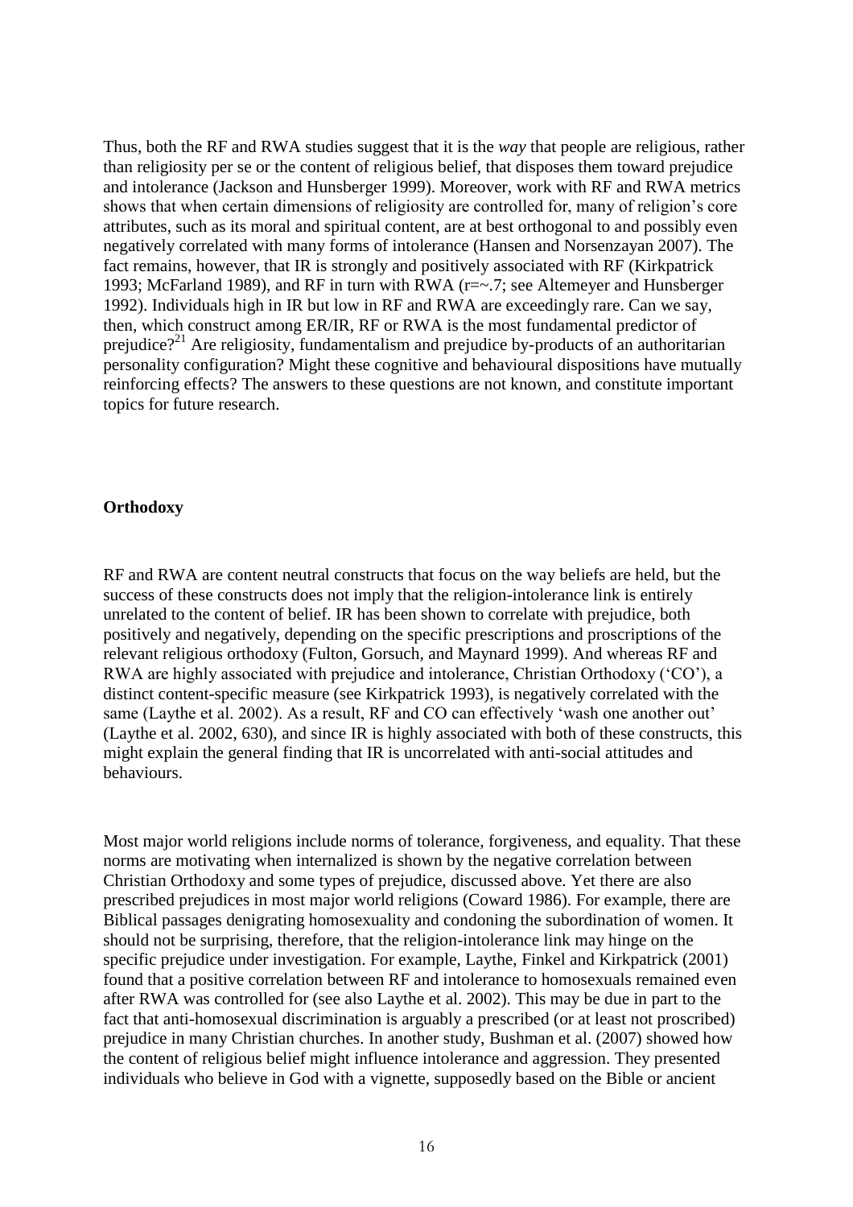Thus, both the RF and RWA studies suggest that it is the *way* that people are religious, rather than religiosity per se or the content of religious belief, that disposes them toward prejudice and intolerance (Jackson and Hunsberger 1999). Moreover, work with RF and RWA metrics shows that when certain dimensions of religiosity are controlled for, many of religion's core attributes, such as its moral and spiritual content, are at best orthogonal to and possibly even negatively correlated with many forms of intolerance (Hansen and Norsenzayan 2007). The fact remains, however, that IR is strongly and positively associated with RF (Kirkpatrick 1993; McFarland 1989), and RF in turn with RWA (r=~.7; see Altemeyer and Hunsberger 1992). Individuals high in IR but low in RF and RWA are exceedingly rare. Can we say, then, which construct among ER/IR, RF or RWA is the most fundamental predictor of prejudice?[21] Are religiosity, fundamentalism and prejudice by-products of an authoritarian personality configuration? Might these cognitive and behavioural dispositions have mutually reinforcing effects? The answers to these questions are not known, and constitute important topics for future research.

**Orthodoxy**

RF and RWA are content neutral constructs that focus on the way beliefs are held, but the success of these constructs does not imply that the religion-intolerance link is entirely unrelated to the content of belief. IR has been shown to correlate with prejudice, both positively and negatively, depending on the specific prescriptions and proscriptions of the relevant religious orthodoxy (Fulton, Gorsuch, and Maynard 1999). And whereas RF and RWA are highly associated with prejudice and intolerance, Christian Orthodoxy ('CO'), a distinct content-specific measure (see Kirkpatrick 1993), is negatively correlated with the same (Laythe et al. 2002). As a result, RF and CO can effectively 'wash one another out' (Laythe et al. 2002, 630), and since IR is highly associated with both of these constructs, this might explain the general finding that IR is uncorrelated with anti-social attitudes and behaviours.

Most major world religions include norms of tolerance, forgiveness, and equality. That these norms are motivating when internalized is shown by the negative correlation between Christian Orthodoxy and some types of prejudice, discussed above. Yet there are also prescribed prejudices in most major world religions (Coward 1986). For example, there are Biblical passages denigrating homosexuality and condoning the subordination of women. It should not be surprising, therefore, that the religion-intolerance link may hinge on the specific prejudice under investigation. For example, Laythe, Finkel and Kirkpatrick (2001) found that a positive correlation between RF and intolerance to homosexuals remained even after RWA was controlled for (see also Laythe et al. 2002). This may be due in part to the fact that anti-homosexual discrimination is arguably a prescribed (or at least not proscribed) prejudice in many Christian churches. In another study, Bushman et al. (2007) showed how the content of religious belief might influence intolerance and aggression. They presented individuals who believe in God with a vignette, supposedly based on the Bible or ancient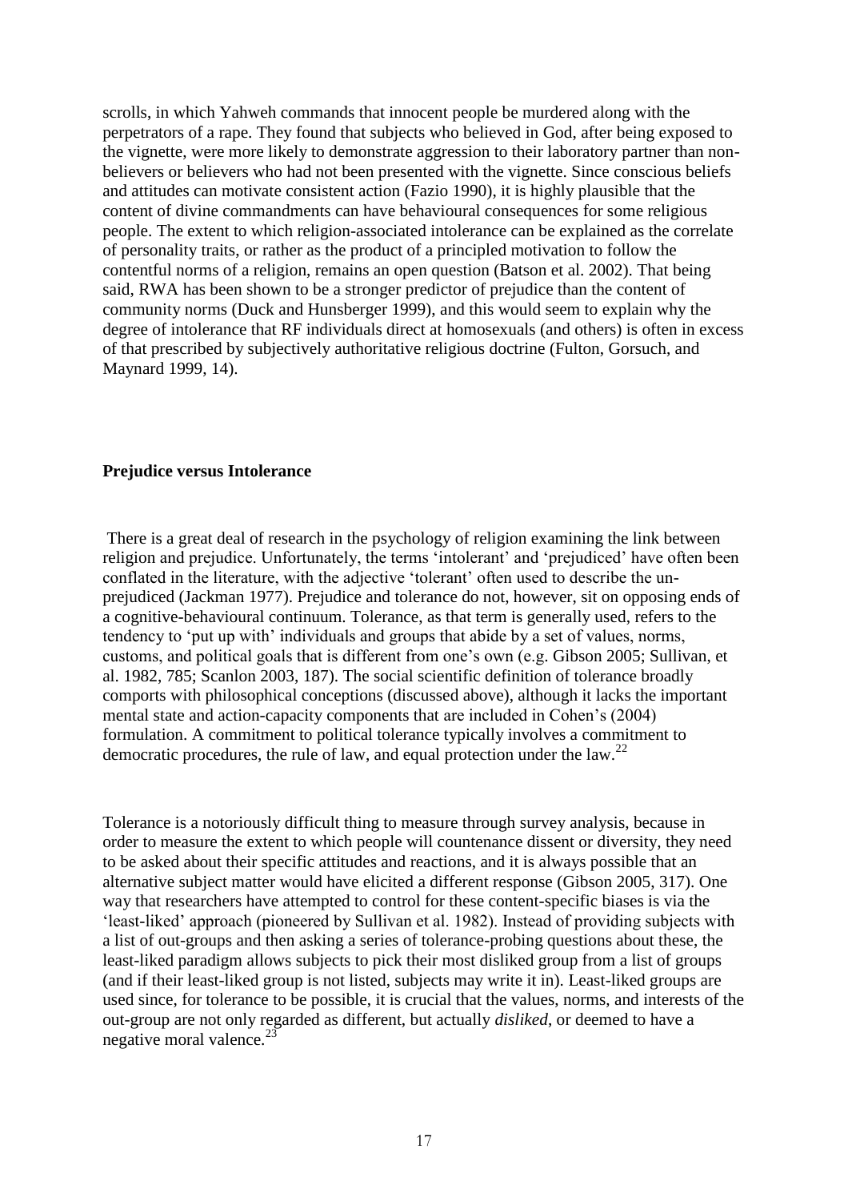scrolls, in which Yahweh commands that innocent people be murdered along with the perpetrators of a rape. They found that subjects who believed in God, after being exposed to the vignette, were more likely to demonstrate aggression to their laboratory partner than non-believers or believers who had not been presented with the vignette. Since conscious beliefs and attitudes can motivate consistent action (Fazio 1990), it is highly plausible that the content of divine commandments can have behavioural consequences for some religious people. The extent to which religion-associated intolerance can be explained as the correlate of personality traits, or rather as the product of a principled motivation to follow the contentful norms of a religion, remains an open question (Batson et al. 2002). That being said, RWA has been shown to be a stronger predictor of prejudice than the content of community norms (Duck and Hunsberger 1999), and this would seem to explain why the degree of intolerance that RF individuals direct at homosexuals (and others) is often in excess of that prescribed by subjectively authoritative religious doctrine (Fulton, Gorsuch, and Maynard 1999, 14).

**Prejudice versus Intolerance**

There is a great deal of research in the psychology of religion examining the link between religion and prejudice. Unfortunately, the terms 'intolerant' and 'prejudiced' have often been conflated in the literature, with the adjective 'tolerant' often used to describe the un-prejudiced (Jackman 1977). Prejudice and tolerance do not, however, sit on opposing ends of a cognitive-behavioural continuum. Tolerance, as that term is generally used, refers to the tendency to 'put up with' individuals and groups that abide by a set of values, norms, customs, and political goals that is different from one's own (e.g. Gibson 2005; Sullivan, et al. 1982, 785; Scanlon 2003, 187). The social scientific definition of tolerance broadly comports with philosophical conceptions (discussed above), although it lacks the important mental state and action-capacity components that are included in Cohen's (2004) formulation. A commitment to political tolerance typically involves a commitment to democratic procedures, the rule of law, and equal protection under the law.[22]

Tolerance is a notoriously difficult thing to measure through survey analysis, because in order to measure the extent to which people will countenance dissent or diversity, they need to be asked about their specific attitudes and reactions, and it is always possible that an alternative subject matter would have elicited a different response (Gibson 2005, 317). One way that researchers have attempted to control for these content-specific biases is via the 'least-liked' approach (pioneered by Sullivan et al. 1982). Instead of providing subjects with a list of out-groups and then asking a series of tolerance-probing questions about these, the least-liked paradigm allows subjects to pick their most disliked group from a list of groups (and if their least-liked group is not listed, subjects may write it in). Least-liked groups are used since, for tolerance to be possible, it is crucial that the values, norms, and interests of the out-group are not only regarded as different, but actually *disliked*, or deemed to have a negative moral valence.[23]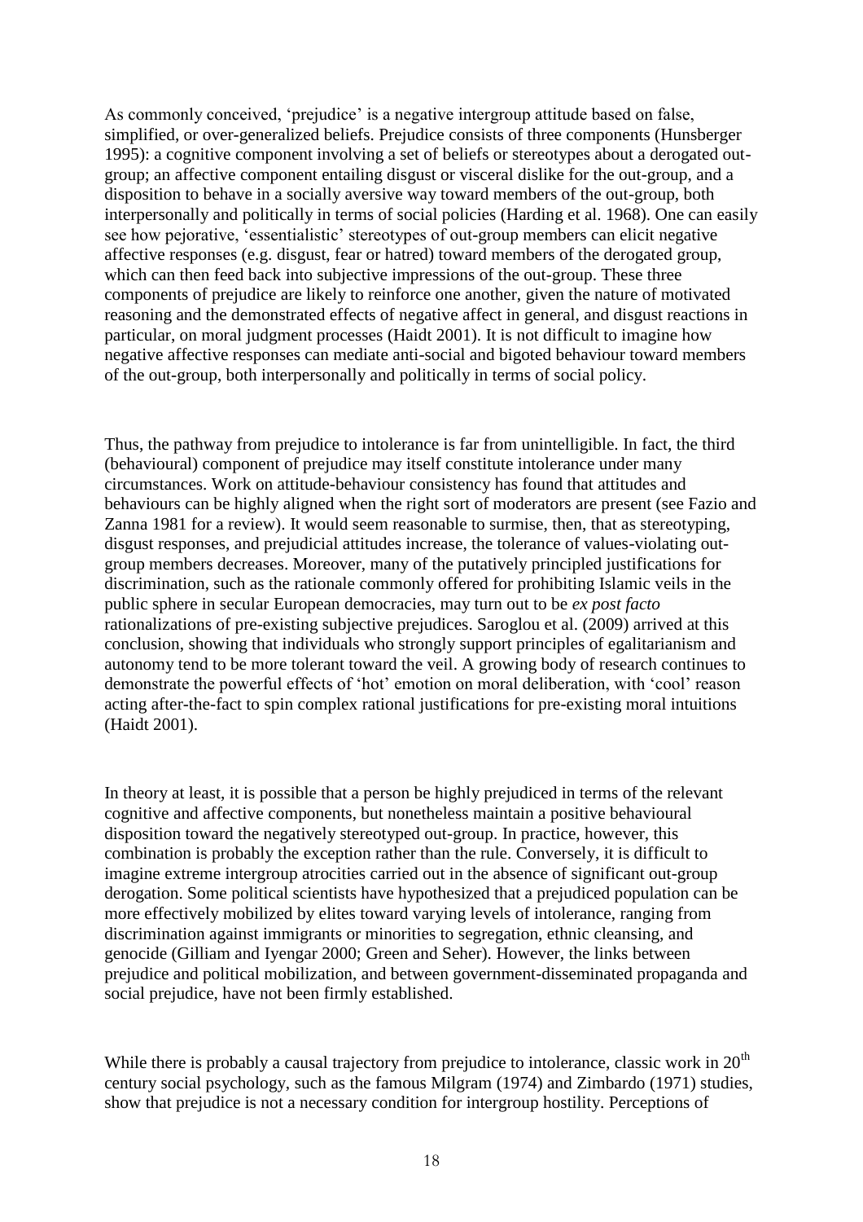As commonly conceived, 'prejudice' is a negative intergroup attitude based on false, simplified, or over-generalized beliefs. Prejudice consists of three components (Hunsberger 1995): a cognitive component involving a set of beliefs or stereotypes about a derogated out-group; an affective component entailing disgust or visceral dislike for the out-group, and a disposition to behave in a socially aversive way toward members of the out-group, both interpersonally and politically in terms of social policies (Harding et al. 1968). One can easily see how pejorative, 'essentialistic' stereotypes of out-group members can elicit negative affective responses (e.g. disgust, fear or hatred) toward members of the derogated group, which can then feed back into subjective impressions of the out-group. These three components of prejudice are likely to reinforce one another, given the nature of motivated reasoning and the demonstrated effects of negative affect in general, and disgust reactions in particular, on moral judgment processes (Haidt 2001). It is not difficult to imagine how negative affective responses can mediate anti-social and bigoted behaviour toward members of the out-group, both interpersonally and politically in terms of social policy.

Thus, the pathway from prejudice to intolerance is far from unintelligible. In fact, the third (behavioural) component of prejudice may itself constitute intolerance under many circumstances. Work on attitude-behaviour consistency has found that attitudes and behaviours can be highly aligned when the right sort of moderators are present (see Fazio and Zanna 1981 for a review). It would seem reasonable to surmise, then, that as stereotyping, disgust responses, and prejudicial attitudes increase, the tolerance of values-violating out-group members decreases. Moreover, many of the putatively principled justifications for discrimination, such as the rationale commonly offered for prohibiting Islamic veils in the public sphere in secular European democracies, may turn out to be *ex post facto* rationalizations of pre-existing subjective prejudices. Saroglou et al. (2009) arrived at this conclusion, showing that individuals who strongly support principles of egalitarianism and autonomy tend to be more tolerant toward the veil. A growing body of research continues to demonstrate the powerful effects of 'hot' emotion on moral deliberation, with 'cool' reason acting after-the-fact to spin complex rational justifications for pre-existing moral intuitions (Haidt 2001).

In theory at least, it is possible that a person be highly prejudiced in terms of the relevant cognitive and affective components, but nonetheless maintain a positive behavioural disposition toward the negatively stereotyped out-group. In practice, however, this combination is probably the exception rather than the rule. Conversely, it is difficult to imagine extreme intergroup atrocities carried out in the absence of significant out-group derogation. Some political scientists have hypothesized that a prejudiced population can be more effectively mobilized by elites toward varying levels of intolerance, ranging from discrimination against immigrants or minorities to segregation, ethnic cleansing, and genocide (Gilliam and Iyengar 2000; Green and Seher). However, the links between prejudice and political mobilization, and between government-disseminated propaganda and social prejudice, have not been firmly established.

While there is probably a causal trajectory from prejudice to intolerance, classic work in 20th century social psychology, such as the famous Milgram (1974) and Zimbardo (1971) studies, show that prejudice is not a necessary condition for intergroup hostility. Perceptions of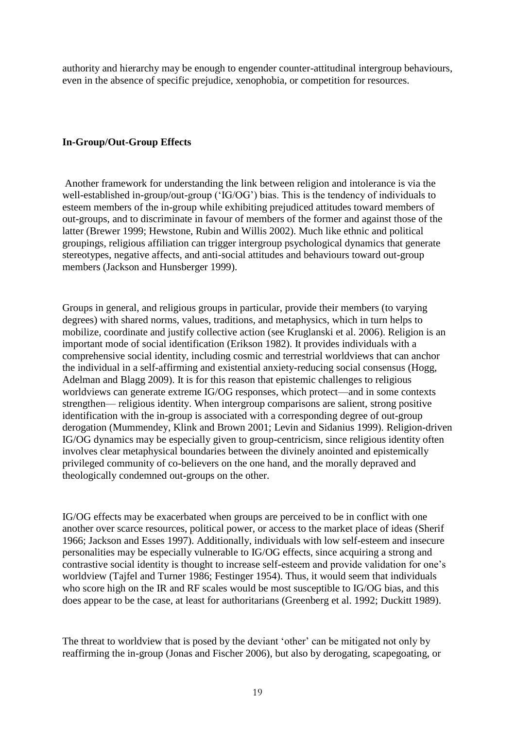authority and hierarchy may be enough to engender counter-attitudinal intergroup behaviours, even in the absence of specific prejudice, xenophobia, or competition for resources.

**In-Group/Out-Group Effects**

Another framework for understanding the link between religion and intolerance is via the well-established in-group/out-group ('IG/OG') bias. This is the tendency of individuals to esteem members of the in-group while exhibiting prejudiced attitudes toward members of out-groups, and to discriminate in favour of members of the former and against those of the latter (Brewer 1999; Hewstone, Rubin and Willis 2002). Much like ethnic and political groupings, religious affiliation can trigger intergroup psychological dynamics that generate stereotypes, negative affects, and anti-social attitudes and behaviours toward out-group members (Jackson and Hunsberger 1999).

Groups in general, and religious groups in particular, provide their members (to varying degrees) with shared norms, values, traditions, and metaphysics, which in turn helps to mobilize, coordinate and justify collective action (see Kruglanski et al. 2006). Religion is an important mode of social identification (Erikson 1982). It provides individuals with a comprehensive social identity, including cosmic and terrestrial worldviews that can anchor the individual in a self-affirming and existential anxiety-reducing social consensus (Hogg, Adelman and Blagg 2009). It is for this reason that epistemic challenges to religious worldviews can generate extreme IG/OG responses, which protect—and in some contexts strengthen— religious identity. When intergroup comparisons are salient, strong positive identification with the in-group is associated with a corresponding degree of out-group derogation (Mummendey, Klink and Brown 2001; Levin and Sidanius 1999). Religion-driven IG/OG dynamics may be especially given to group-centricism, since religious identity often involves clear metaphysical boundaries between the divinely anointed and epistemically privileged community of co-believers on the one hand, and the morally depraved and theologically condemned out-groups on the other.

IG/OG effects may be exacerbated when groups are perceived to be in conflict with one another over scarce resources, political power, or access to the market place of ideas (Sherif 1966; Jackson and Esses 1997). Additionally, individuals with low self-esteem and insecure personalities may be especially vulnerable to IG/OG effects, since acquiring a strong and contrastive social identity is thought to increase self-esteem and provide validation for one's worldview (Tajfel and Turner 1986; Festinger 1954). Thus, it would seem that individuals who score high on the IR and RF scales would be most susceptible to IG/OG bias, and this does appear to be the case, at least for authoritarians (Greenberg et al. 1992; Duckitt 1989).

The threat to worldview that is posed by the deviant 'other' can be mitigated not only by reaffirming the in-group (Jonas and Fischer 2006), but also by derogating, scapegoating, or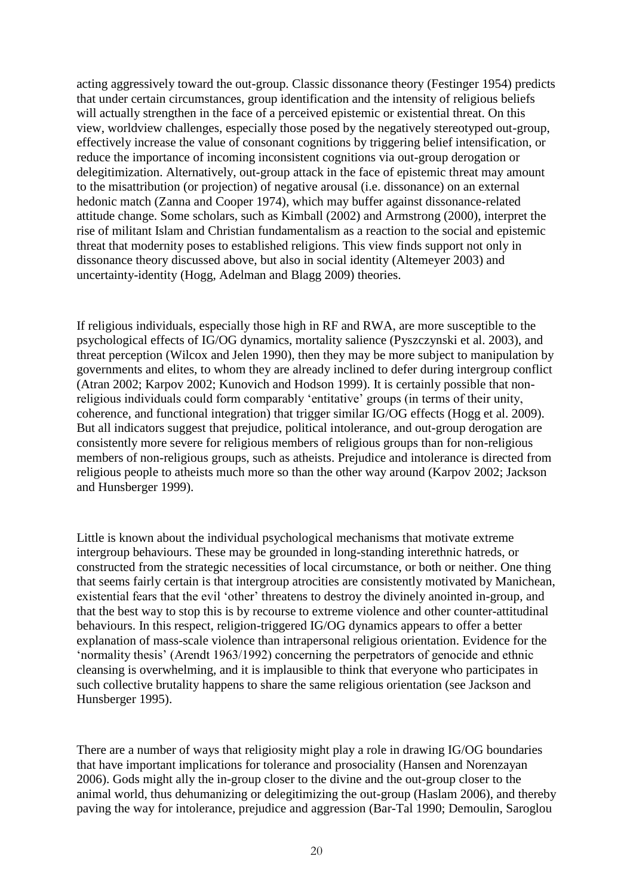acting aggressively toward the out-group. Classic dissonance theory (Festinger 1954) predicts that under certain circumstances, group identification and the intensity of religious beliefs will actually strengthen in the face of a perceived epistemic or existential threat. On this view, worldview challenges, especially those posed by the negatively stereotyped out-group, effectively increase the value of consonant cognitions by triggering belief intensification, or reduce the importance of incoming inconsistent cognitions via out-group derogation or delegitimization. Alternatively, out-group attack in the face of epistemic threat may amount to the misattribution (or projection) of negative arousal (i.e. dissonance) on an external hedonic match (Zanna and Cooper 1974), which may buffer against dissonance-related attitude change. Some scholars, such as Kimball (2002) and Armstrong (2000), interpret the rise of militant Islam and Christian fundamentalism as a reaction to the social and epistemic threat that modernity poses to established religions. This view finds support not only in dissonance theory discussed above, but also in social identity (Altemeyer 2003) and uncertainty-identity (Hogg, Adelman and Blagg 2009) theories.

If religious individuals, especially those high in RF and RWA, are more susceptible to the psychological effects of IG/OG dynamics, mortality salience (Pyszczynski et al. 2003), and threat perception (Wilcox and Jelen 1990), then they may be more subject to manipulation by governments and elites, to whom they are already inclined to defer during intergroup conflict (Atran 2002; Karpov 2002; Kunovich and Hodson 1999). It is certainly possible that non-religious individuals could form comparably 'entitative' groups (in terms of their unity, coherence, and functional integration) that trigger similar IG/OG effects (Hogg et al. 2009). But all indicators suggest that prejudice, political intolerance, and out-group derogation are consistently more severe for religious members of religious groups than for non-religious members of non-religious groups, such as atheists. Prejudice and intolerance is directed from religious people to atheists much more so than the other way around (Karpov 2002; Jackson and Hunsberger 1999).

Little is known about the individual psychological mechanisms that motivate extreme intergroup behaviours. These may be grounded in long-standing interethnic hatreds, or constructed from the strategic necessities of local circumstance, or both or neither. One thing that seems fairly certain is that intergroup atrocities are consistently motivated by Manichean, existential fears that the evil 'other' threatens to destroy the divinely anointed in-group, and that the best way to stop this is by recourse to extreme violence and other counter-attitudinal behaviours. In this respect, religion-triggered IG/OG dynamics appears to offer a better explanation of mass-scale violence than intrapersonal religious orientation. Evidence for the 'normality thesis' (Arendt 1963/1992) concerning the perpetrators of genocide and ethnic cleansing is overwhelming, and it is implausible to think that everyone who participates in such collective brutality happens to share the same religious orientation (see Jackson and Hunsberger 1995).

There are a number of ways that religiosity might play a role in drawing IG/OG boundaries that have important implications for tolerance and prosociality (Hansen and Norenzayan 2006). Gods might ally the in-group closer to the divine and the out-group closer to the animal world, thus dehumanizing or delegitimizing the out-group (Haslam 2006), and thereby paving the way for intolerance, prejudice and aggression (Bar-Tal 1990; Demoulin, Saroglou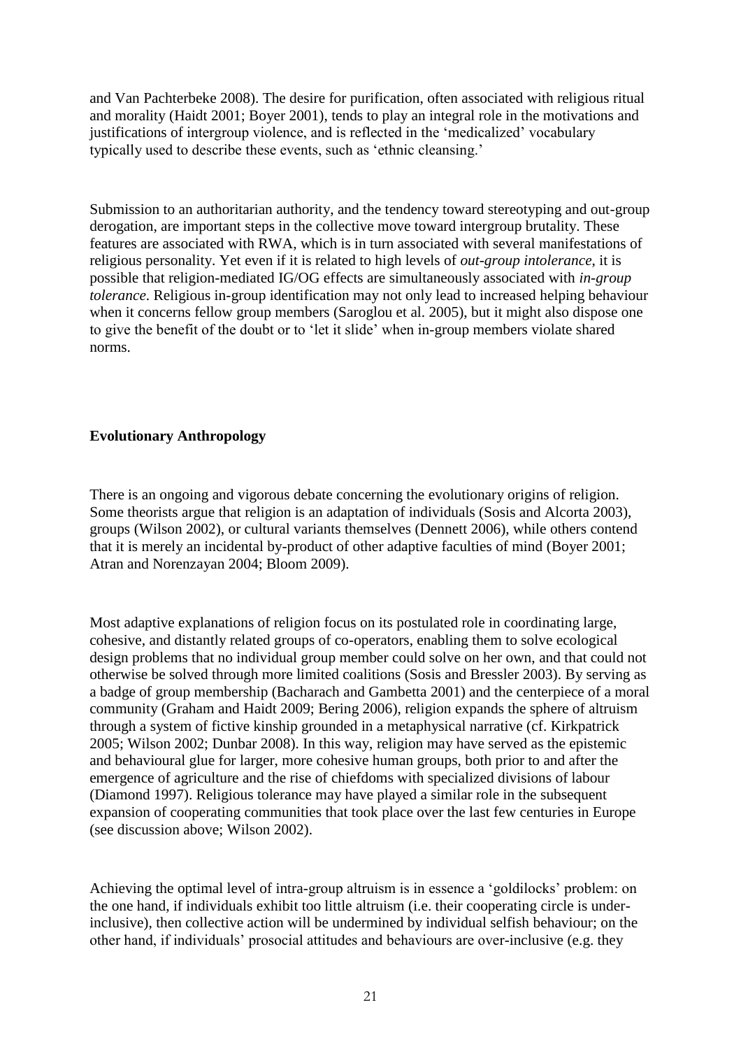and Van Pachterbeke 2008). The desire for purification, often associated with religious ritual and morality (Haidt 2001; Boyer 2001), tends to play an integral role in the motivations and justifications of intergroup violence, and is reflected in the 'medicalized' vocabulary typically used to describe these events, such as 'ethnic cleansing.'

Submission to an authoritarian authority, and the tendency toward stereotyping and out-group derogation, are important steps in the collective move toward intergroup brutality. These features are associated with RWA, which is in turn associated with several manifestations of religious personality. Yet even if it is related to high levels of *out-group intolerance*, it is possible that religion-mediated IG/OG effects are simultaneously associated with *in-group tolerance*. Religious in-group identification may not only lead to increased helping behaviour when it concerns fellow group members (Saroglou et al. 2005), but it might also dispose one to give the benefit of the doubt or to 'let it slide' when in-group members violate shared norms.

**Evolutionary Anthropology**

There is an ongoing and vigorous debate concerning the evolutionary origins of religion. Some theorists argue that religion is an adaptation of individuals (Sosis and Alcorta 2003), groups (Wilson 2002), or cultural variants themselves (Dennett 2006), while others contend that it is merely an incidental by-product of other adaptive faculties of mind (Boyer 2001; Atran and Norenzayan 2004; Bloom 2009).

Most adaptive explanations of religion focus on its postulated role in coordinating large, cohesive, and distantly related groups of co-operators, enabling them to solve ecological design problems that no individual group member could solve on her own, and that could not otherwise be solved through more limited coalitions (Sosis and Bressler 2003). By serving as a badge of group membership (Bacharach and Gambetta 2001) and the centerpiece of a moral community (Graham and Haidt 2009; Bering 2006), religion expands the sphere of altruism through a system of fictive kinship grounded in a metaphysical narrative (cf. Kirkpatrick 2005; Wilson 2002; Dunbar 2008). In this way, religion may have served as the epistemic and behavioural glue for larger, more cohesive human groups, both prior to and after the emergence of agriculture and the rise of chiefdoms with specialized divisions of labour (Diamond 1997). Religious tolerance may have played a similar role in the subsequent expansion of cooperating communities that took place over the last few centuries in Europe (see discussion above; Wilson 2002).

Achieving the optimal level of intra-group altruism is in essence a 'goldilocks' problem: on the one hand, if individuals exhibit too little altruism (i.e. their cooperating circle is under-inclusive), then collective action will be undermined by individual selfish behaviour; on the other hand, if individuals' prosocial attitudes and behaviours are over-inclusive (e.g. they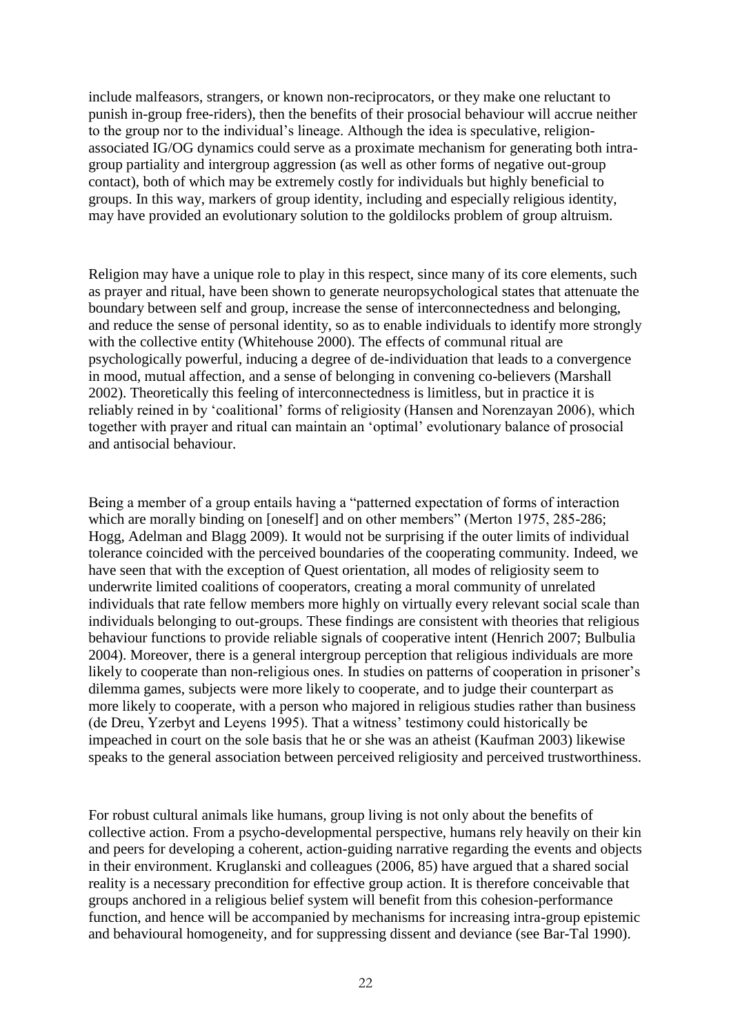include malfeasors, strangers, or known non-reciprocators, or they make one reluctant to punish in-group free-riders), then the benefits of their prosocial behaviour will accrue neither to the group nor to the individual's lineage. Although the idea is speculative, religion-associated IG/OG dynamics could serve as a proximate mechanism for generating both intra-group partiality and intergroup aggression (as well as other forms of negative out-group contact), both of which may be extremely costly for individuals but highly beneficial to groups. In this way, markers of group identity, including and especially religious identity, may have provided an evolutionary solution to the goldilocks problem of group altruism.

Religion may have a unique role to play in this respect, since many of its core elements, such as prayer and ritual, have been shown to generate neuropsychological states that attenuate the boundary between self and group, increase the sense of interconnectedness and belonging, and reduce the sense of personal identity, so as to enable individuals to identify more strongly with the collective entity (Whitehouse 2000). The effects of communal ritual are psychologically powerful, inducing a degree of de-individuation that leads to a convergence in mood, mutual affection, and a sense of belonging in convening co-believers (Marshall 2002). Theoretically this feeling of interconnectedness is limitless, but in practice it is reliably reined in by 'coalitional' forms of religiosity (Hansen and Norenzayan 2006), which together with prayer and ritual can maintain an 'optimal' evolutionary balance of prosocial and antisocial behaviour.

Being a member of a group entails having a "patterned expectation of forms of interaction which are morally binding on [oneself] and on other members" (Merton 1975, 285-286; Hogg, Adelman and Blagg 2009). It would not be surprising if the outer limits of individual tolerance coincided with the perceived boundaries of the cooperating community. Indeed, we have seen that with the exception of Quest orientation, all modes of religiosity seem to underwrite limited coalitions of cooperators, creating a moral community of unrelated individuals that rate fellow members more highly on virtually every relevant social scale than individuals belonging to out-groups. These findings are consistent with theories that religious behaviour functions to provide reliable signals of cooperative intent (Henrich 2007; Bulbulia 2004). Moreover, there is a general intergroup perception that religious individuals are more likely to cooperate than non-religious ones. In studies on patterns of cooperation in prisoner's dilemma games, subjects were more likely to cooperate, and to judge their counterpart as more likely to cooperate, with a person who majored in religious studies rather than business (de Dreu, Yzerbyt and Leyens 1995). That a witness' testimony could historically be impeached in court on the sole basis that he or she was an atheist (Kaufman 2003) likewise speaks to the general association between perceived religiosity and perceived trustworthiness.

For robust cultural animals like humans, group living is not only about the benefits of collective action. From a psycho-developmental perspective, humans rely heavily on their kin and peers for developing a coherent, action-guiding narrative regarding the events and objects in their environment. Kruglanski and colleagues (2006, 85) have argued that a shared social reality is a necessary precondition for effective group action. It is therefore conceivable that groups anchored in a religious belief system will benefit from this cohesion-performance function, and hence will be accompanied by mechanisms for increasing intra-group epistemic and behavioural homogeneity, and for suppressing dissent and deviance (see Bar-Tal 1990).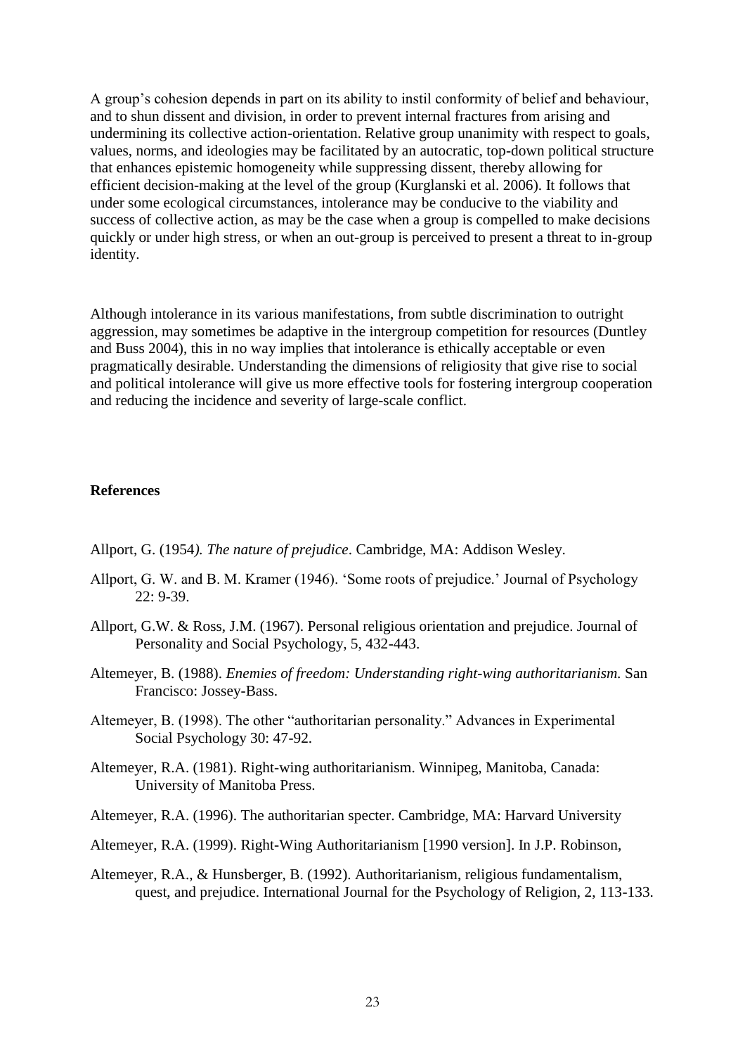A group's cohesion depends in part on its ability to instil conformity of belief and behaviour, and to shun dissent and division, in order to prevent internal fractures from arising and undermining its collective action-orientation. Relative group unanimity with respect to goals, values, norms, and ideologies may be facilitated by an autocratic, top-down political structure that enhances epistemic homogeneity while suppressing dissent, thereby allowing for efficient decision-making at the level of the group (Kurglanski et al. 2006). It follows that under some ecological circumstances, intolerance may be conducive to the viability and success of collective action, as may be the case when a group is compelled to make decisions quickly or under high stress, or when an out-group is perceived to present a threat to in-group identity.

Although intolerance in its various manifestations, from subtle discrimination to outright aggression, may sometimes be adaptive in the intergroup competition for resources (Duntley and Buss 2004), this in no way implies that intolerance is ethically acceptable or even pragmatically desirable. Understanding the dimensions of religiosity that give rise to social and political intolerance will give us more effective tools for fostering intergroup cooperation and reducing the incidence and severity of large-scale conflict.

**References**

Allport, G. (1954*). The nature of prejudice*. Cambridge, MA: Addison Wesley.

Allport, G. W. and B. M. Kramer (1946). 'Some roots of prejudice.' Journal of Psychology 22: 9-39.

Allport, G.W. & Ross, J.M. (1967). Personal religious orientation and prejudice. Journal of Personality and Social Psychology, 5, 432-443.

Altemeyer, B. (1988). *Enemies of freedom: Understanding right-wing authoritarianism.* San Francisco: Jossey-Bass.

Altemeyer, B. (1998). The other "authoritarian personality." Advances in Experimental Social Psychology 30: 47-92.

Altemeyer, R.A. (1981). Right-wing authoritarianism. Winnipeg, Manitoba, Canada: University of Manitoba Press.

Altemeyer, R.A. (1996). The authoritarian specter. Cambridge, MA: Harvard University

Altemeyer, R.A. (1999). Right-Wing Authoritarianism [1990 version]. In J.P. Robinson,

Altemeyer, R.A., & Hunsberger, B. (1992). Authoritarianism, religious fundamentalism, quest, and prejudice. International Journal for the Psychology of Religion, 2, 113-133.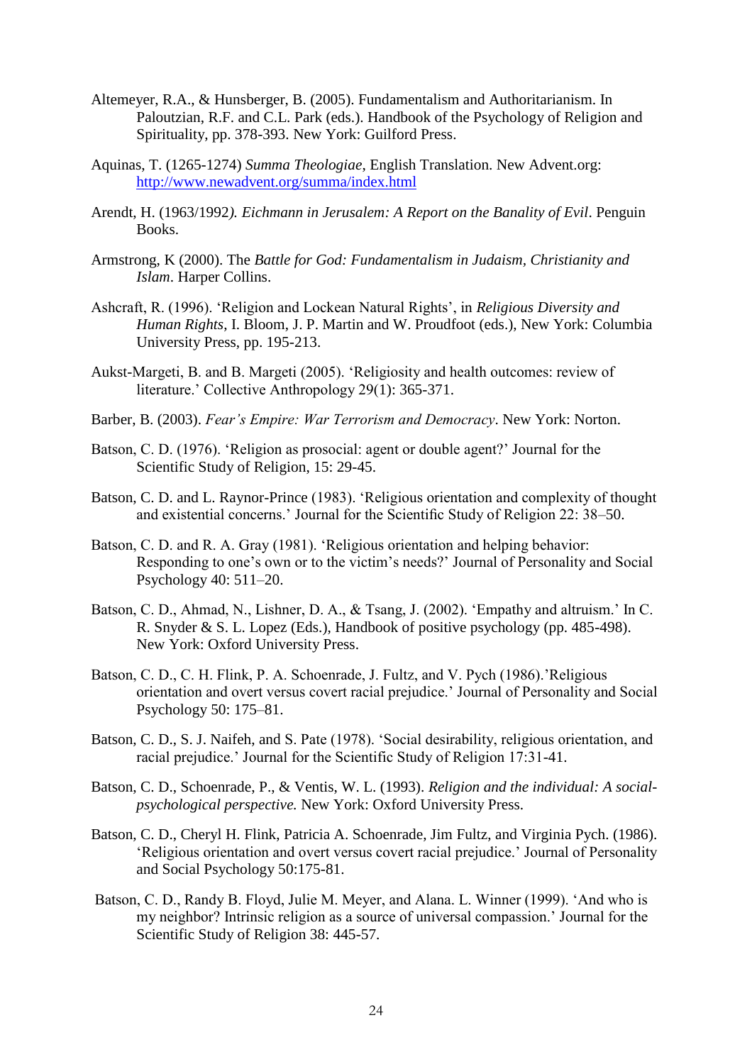Altemeyer, R.A., & Hunsberger, B. (2005). Fundamentalism and Authoritarianism. In Paloutzian, R.F. and C.L. Park (eds.). Handbook of the Psychology of Religion and Spirituality, pp. 378-393. New York: Guilford Press.

Aquinas, T. (1265-1274) *Summa Theologiae*, English Translation. New Advent.org: [http://www.newadvent.org/summa/index.html](http://www.newadvent.org/summa/index.html)

Arendt, H. (1963/1992*). Eichmann in Jerusalem: A Report on the Banality of Evil*. Penguin Books.

Armstrong, K (2000). The *Battle for God: Fundamentalism in Judaism, Christianity and Islam*. Harper Collins.

Ashcraft, R. (1996). 'Religion and Lockean Natural Rights', in *Religious Diversity and Human Rights*, I. Bloom, J. P. Martin and W. Proudfoot (eds.), New York: Columbia University Press, pp. 195-213.

Aukst-Margeti, B. and B. Margeti (2005). 'Religiosity and health outcomes: review of literature.' Collective Anthropology 29(1): 365-371.

Barber, B. (2003). *Fear's Empire: War Terrorism and Democracy*. New York: Norton.

Batson, C. D. (1976). 'Religion as prosocial: agent or double agent?' Journal for the Scientific Study of Religion, 15: 29-45.

Batson, C. D. and L. Raynor-Prince (1983). 'Religious orientation and complexity of thought and existential concerns.' Journal for the Scientific Study of Religion 22: 38–50.

Batson, C. D. and R. A. Gray (1981). 'Religious orientation and helping behavior: Responding to one's own or to the victim's needs?' Journal of Personality and Social Psychology 40: 511–20.

Batson, C. D., Ahmad, N., Lishner, D. A., & Tsang, J. (2002). 'Empathy and altruism.' In C. R. Snyder & S. L. Lopez (Eds.), Handbook of positive psychology (pp. 485-498). New York: Oxford University Press.

Batson, C. D., C. H. Flink, P. A. Schoenrade, J. Fultz, and V. Pych (1986).'Religious orientation and overt versus covert racial prejudice.' Journal of Personality and Social Psychology 50: 175–81.

Batson, C. D., S. J. Naifeh, and S. Pate (1978). 'Social desirability, religious orientation, and racial prejudice.' Journal for the Scientific Study of Religion 17:31-41.

Batson, C. D., Schoenrade, P., & Ventis, W. L. (1993). *Religion and the individual: A social-psychological perspective.* New York: Oxford University Press.

Batson, C. D., Cheryl H. Flink, Patricia A. Schoenrade, Jim Fultz, and Virginia Pych. (1986). 'Religious orientation and overt versus covert racial prejudice.' Journal of Personality and Social Psychology 50:175-81.

Batson, C. D., Randy B. Floyd, Julie M. Meyer, and Alana. L. Winner (1999). 'And who is my neighbor? Intrinsic religion as a source of universal compassion.' Journal for the Scientific Study of Religion 38: 445-57.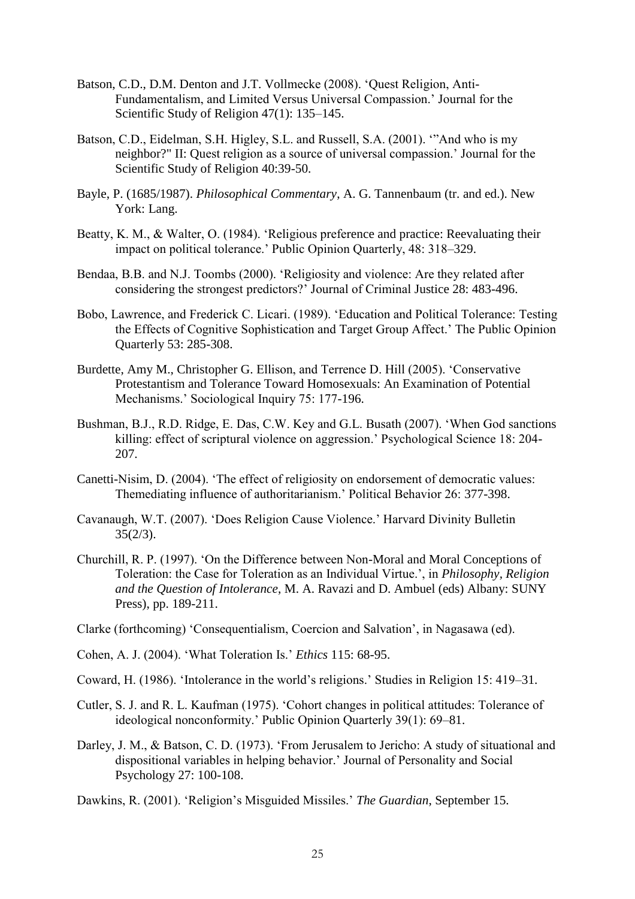Batson, C.D., D.M. Denton and J.T. Vollmecke (2008). 'Quest Religion, Anti-Fundamentalism, and Limited Versus Universal Compassion.' Journal for the Scientific Study of Religion 47(1): 135–145.

Batson, C.D., Eidelman, S.H. Higley, S.L. and Russell, S.A. (2001). '"And who is my neighbor?" II: Quest religion as a source of universal compassion.' Journal for the Scientific Study of Religion 40:39-50.

Bayle, P. (1685/1987). *Philosophical Commentary*, A. G. Tannenbaum (tr. and ed.). New York: Lang.

Beatty, K. M., & Walter, O. (1984). 'Religious preference and practice: Reevaluating their impact on political tolerance.' Public Opinion Quarterly, 48: 318–329.

Bendaa, B.B. and N.J. Toombs (2000). 'Religiosity and violence: Are they related after considering the strongest predictors?' Journal of Criminal Justice 28: 483-496.

Bobo, Lawrence, and Frederick C. Licari. (1989). 'Education and Political Tolerance: Testing the Effects of Cognitive Sophistication and Target Group Affect.' The Public Opinion Quarterly 53: 285-308.

Burdette, Amy M., Christopher G. Ellison, and Terrence D. Hill (2005). 'Conservative Protestantism and Tolerance Toward Homosexuals: An Examination of Potential Mechanisms.' Sociological Inquiry 75: 177-196.

Bushman, B.J., R.D. Ridge, E. Das, C.W. Key and G.L. Busath (2007). 'When God sanctions killing: effect of scriptural violence on aggression.' Psychological Science 18: 204-207.

Canetti-Nisim, D. (2004). 'The effect of religiosity on endorsement of democratic values: Themediating influence of authoritarianism.' Political Behavior 26: 377-398.

Cavanaugh, W.T. (2007). 'Does Religion Cause Violence.' Harvard Divinity Bulletin 35(2/3).

Churchill, R. P. (1997). 'On the Difference between Non-Moral and Moral Conceptions of Toleration: the Case for Toleration as an Individual Virtue.', in *Philosophy, Religion and the Question of Intolerance*, M. A. Ravazi and D. Ambuel (eds) Albany: SUNY Press), pp. 189-211.

Clarke (forthcoming) 'Consequentialism, Coercion and Salvation', in Nagasawa (ed).

Cohen, A. J. (2004). 'What Toleration Is.' *Ethics* 115: 68-95.

Coward, H. (1986). 'Intolerance in the world's religions.' Studies in Religion 15: 419–31.

Cutler, S. J. and R. L. Kaufman (1975). 'Cohort changes in political attitudes: Tolerance of ideological nonconformity.' Public Opinion Quarterly 39(1): 69–81.

Darley, J. M., & Batson, C. D. (1973). 'From Jerusalem to Jericho: A study of situational and dispositional variables in helping behavior.' Journal of Personality and Social Psychology 27: 100-108.

Dawkins, R. (2001). 'Religion's Misguided Missiles.' *The Guardian*, September 15.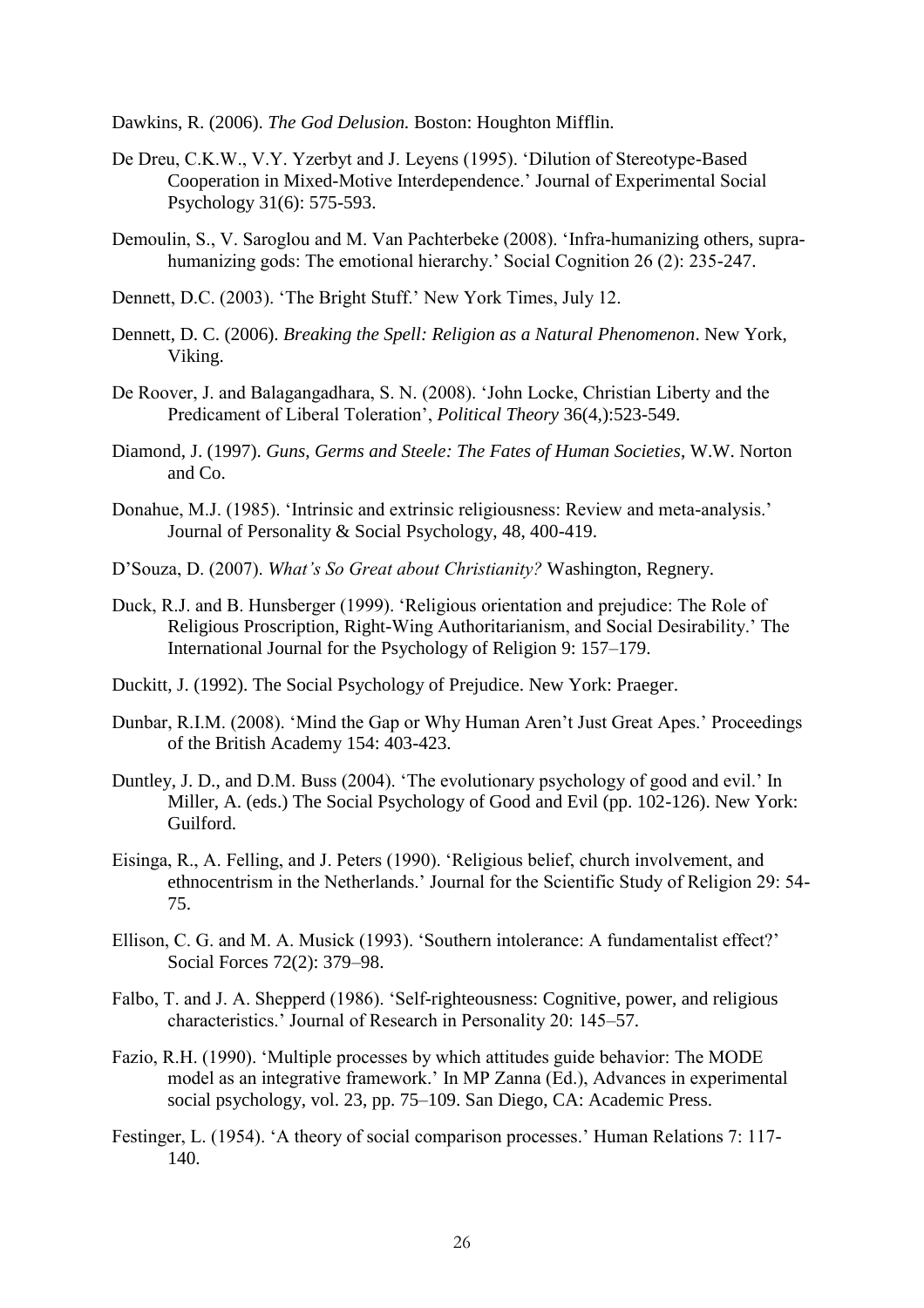Dawkins, R. (2006). *The God Delusion.* Boston: Houghton Mifflin.

De Dreu, C.K.W., V.Y. Yzerbyt and J. Leyens (1995). 'Dilution of Stereotype-Based Cooperation in Mixed-Motive Interdependence.' Journal of Experimental Social Psychology 31(6): 575-593.

Demoulin, S., V. Saroglou and M. Van Pachterbeke (2008). 'Infra-humanizing others, supra-humanizing gods: The emotional hierarchy.' Social Cognition 26 (2): 235-247.

Dennett, D.C. (2003). 'The Bright Stuff.' New York Times, July 12.

Dennett, D. C. (2006). *Breaking the Spell: Religion as a Natural Phenomenon*. New York, Viking.

De Roover, J. and Balagangadhara, S. N. (2008). 'John Locke, Christian Liberty and the Predicament of Liberal Toleration', *Political Theory* 36(4,):523-549.

Diamond, J. (1997). *Guns, Germs and Steele: The Fates of Human Societies*, W.W. Norton and Co.

Donahue, M.J. (1985). 'Intrinsic and extrinsic religiousness: Review and meta-analysis.' Journal of Personality & Social Psychology, 48, 400-419.

D'Souza, D. (2007). *What's So Great about Christianity?* Washington, Regnery.

Duck, R.J. and B. Hunsberger (1999). 'Religious orientation and prejudice: The Role of Religious Proscription, Right-Wing Authoritarianism, and Social Desirability.' The International Journal for the Psychology of Religion 9: 157–179.

Duckitt, J. (1992). The Social Psychology of Prejudice. New York: Praeger.

Dunbar, R.I.M. (2008). 'Mind the Gap or Why Human Aren't Just Great Apes.' Proceedings of the British Academy 154: 403-423.

Duntley, J. D., and D.M. Buss (2004). 'The evolutionary psychology of good and evil.' In Miller, A. (eds.) The Social Psychology of Good and Evil (pp. 102-126). New York: Guilford.

Eisinga, R., A. Felling, and J. Peters (1990). 'Religious belief, church involvement, and ethnocentrism in the Netherlands.' Journal for the Scientific Study of Religion 29: 54-75.

Ellison, C. G. and M. A. Musick (1993). 'Southern intolerance: A fundamentalist effect?' Social Forces 72(2): 379–98.

Falbo, T. and J. A. Shepperd (1986). 'Self-righteousness: Cognitive, power, and religious characteristics.' Journal of Research in Personality 20: 145–57.

Fazio, R.H. (1990). 'Multiple processes by which attitudes guide behavior: The MODE model as an integrative framework.' In MP Zanna (Ed.), Advances in experimental social psychology, vol. 23, pp. 75–109. San Diego, CA: Academic Press.

Festinger, L. (1954). 'A theory of social comparison processes.' Human Relations 7: 117-140.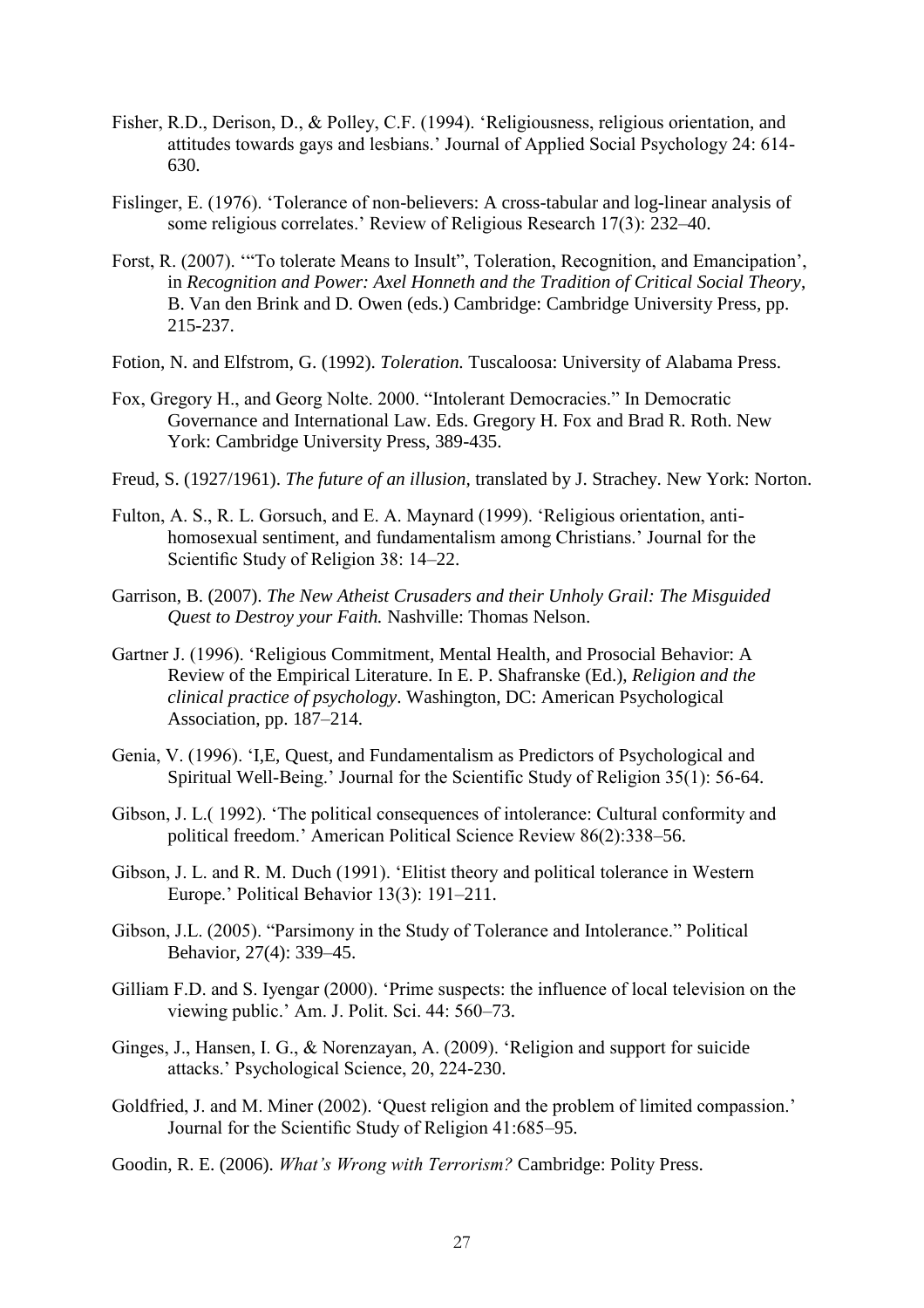Fisher, R.D., Derison, D., & Polley, C.F. (1994). 'Religiousness, religious orientation, and attitudes towards gays and lesbians.' Journal of Applied Social Psychology 24: 614-630.

Fislinger, E. (1976). 'Tolerance of non-believers: A cross-tabular and log-linear analysis of some religious correlates.' Review of Religious Research 17(3): 232–40.

Forst, R. (2007). '"To tolerate Means to Insult", Toleration, Recognition, and Emancipation', in *Recognition and Power: Axel Honneth and the Tradition of Critical Social Theory*, B. Van den Brink and D. Owen (eds.) Cambridge: Cambridge University Press, pp. 215-237.

Fotion, N. and Elfstrom, G. (1992). *Toleration.* Tuscaloosa: University of Alabama Press.

Fox, Gregory H., and Georg Nolte. 2000. "Intolerant Democracies." In Democratic Governance and International Law. Eds. Gregory H. Fox and Brad R. Roth. New York: Cambridge University Press, 389-435.

Freud, S. (1927/1961). *The future of an illusion*, translated by J. Strachey. New York: Norton.

Fulton, A. S., R. L. Gorsuch, and E. A. Maynard (1999). 'Religious orientation, anti-homosexual sentiment, and fundamentalism among Christians.' Journal for the Scientific Study of Religion 38: 14–22.

Garrison, B. (2007). *The New Atheist Crusaders and their Unholy Grail: The Misguided Quest to Destroy your Faith.* Nashville: Thomas Nelson.

Gartner J. (1996). 'Religious Commitment, Mental Health, and Prosocial Behavior: A Review of the Empirical Literature. In E. P. Shafranske (Ed.), *Religion and the clinical practice of psychology*. Washington, DC: American Psychological Association, pp. 187–214.

Genia, V. (1996). 'I,E, Quest, and Fundamentalism as Predictors of Psychological and Spiritual Well-Being.' Journal for the Scientific Study of Religion 35(1): 56-64.

Gibson, J. L.( 1992). 'The political consequences of intolerance: Cultural conformity and political freedom.' American Political Science Review 86(2):338–56.

Gibson, J. L. and R. M. Duch (1991). 'Elitist theory and political tolerance in Western Europe.' Political Behavior 13(3): 191–211.

Gibson, J.L. (2005). "Parsimony in the Study of Tolerance and Intolerance." Political Behavior, 27(4): 339–45.

Gilliam F.D. and S. Iyengar (2000). 'Prime suspects: the influence of local television on the viewing public.' Am. J. Polit. Sci. 44: 560–73.

Ginges, J., Hansen, I. G., & Norenzayan, A. (2009). 'Religion and support for suicide attacks.' Psychological Science, 20, 224-230.

Goldfried, J. and M. Miner (2002). 'Quest religion and the problem of limited compassion.' Journal for the Scientific Study of Religion 41:685–95.

Goodin, R. E. (2006). *What's Wrong with Terrorism?* Cambridge: Polity Press.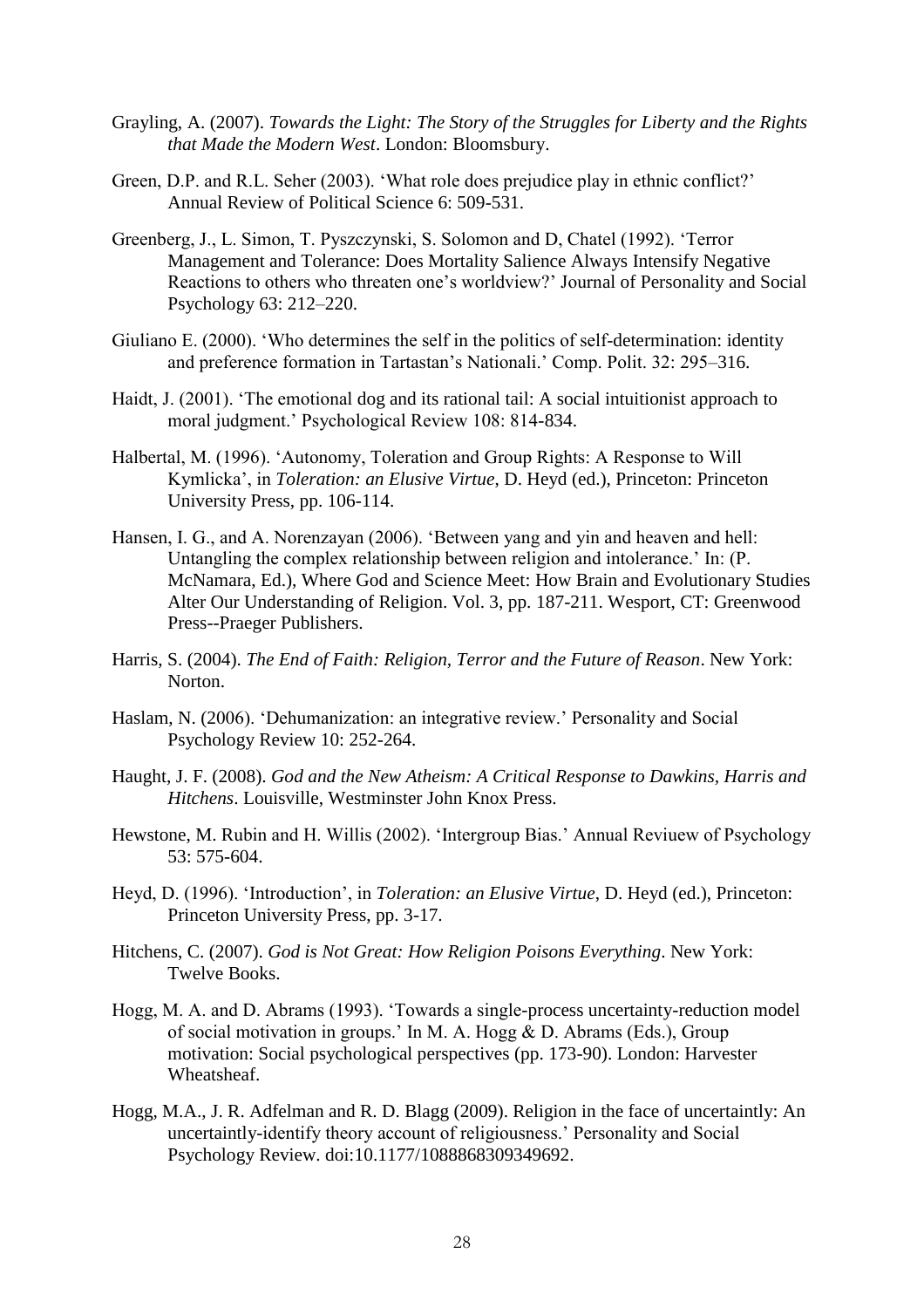Grayling, A. (2007). *Towards the Light: The Story of the Struggles for Liberty and the Rights that Made the Modern West*. London: Bloomsbury.

Green, D.P. and R.L. Seher (2003). 'What role does prejudice play in ethnic conflict?' Annual Review of Political Science 6: 509-531.

Greenberg, J., L. Simon, T. Pyszczynski, S. Solomon and D, Chatel (1992). 'Terror Management and Tolerance: Does Mortality Salience Always Intensify Negative Reactions to others who threaten one's worldview?' Journal of Personality and Social Psychology 63: 212–220.

Giuliano E. (2000). 'Who determines the self in the politics of self-determination: identity and preference formation in Tartastan's Nationali.' Comp. Polit. 32: 295–316.

Haidt, J. (2001). 'The emotional dog and its rational tail: A social intuitionist approach to moral judgment.' Psychological Review 108: 814-834.

Halbertal, M. (1996). 'Autonomy, Toleration and Group Rights: A Response to Will Kymlicka', in *Toleration: an Elusive Virtue*, D. Heyd (ed.), Princeton: Princeton University Press, pp. 106-114.

Hansen, I. G., and A. Norenzayan (2006). 'Between yang and yin and heaven and hell: Untangling the complex relationship between religion and intolerance.' In: (P. McNamara, Ed.), Where God and Science Meet: How Brain and Evolutionary Studies Alter Our Understanding of Religion. Vol. 3, pp. 187-211. Wesport, CT: Greenwood Press--Praeger Publishers.

Harris, S. (2004). *The End of Faith: Religion, Terror and the Future of Reason*. New York: Norton.

Haslam, N. (2006). 'Dehumanization: an integrative review.' Personality and Social Psychology Review 10: 252-264.

Haught, J. F. (2008). *God and the New Atheism: A Critical Response to Dawkins, Harris and Hitchens*. Louisville, Westminster John Knox Press.

Hewstone, M. Rubin and H. Willis (2002). 'Intergroup Bias.' Annual Reviuew of Psychology 53: 575-604.

Heyd, D. (1996). 'Introduction', in *Toleration: an Elusive Virtue*, D. Heyd (ed.), Princeton: Princeton University Press, pp. 3-17.

Hitchens, C. (2007). *God is Not Great: How Religion Poisons Everything*. New York: Twelve Books.

Hogg, M. A. and D. Abrams (1993). 'Towards a single-process uncertainty-reduction model of social motivation in groups.' In M. A. Hogg & D. Abrams (Eds.), Group motivation: Social psychological perspectives (pp. 173-90). London: Harvester Wheatsheaf.

Hogg, M.A., J. R. Adfelman and R. D. Blagg (2009). Religion in the face of uncertaintly: An uncertaintly-identify theory account of religiousness.' Personality and Social Psychology Review. doi:10.1177/1088868309349692.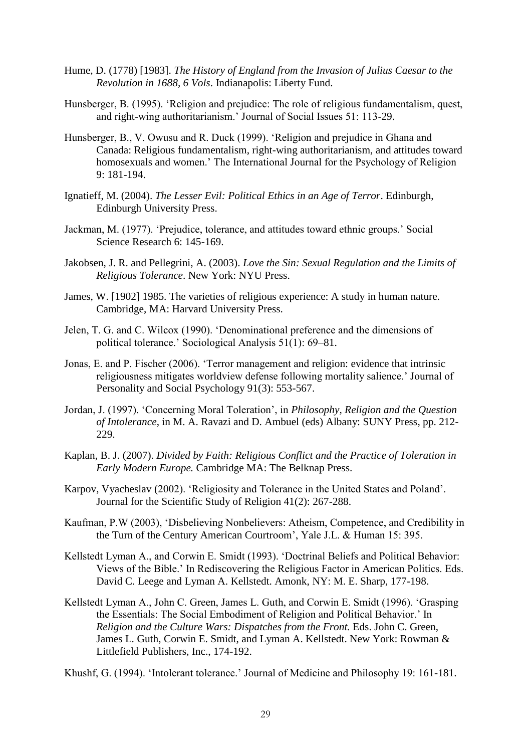Hume, D. (1778) [1983]. *The History of England from the Invasion of Julius Caesar to the Revolution in 1688, 6 Vols*. Indianapolis: Liberty Fund.

Hunsberger, B. (1995). 'Religion and prejudice: The role of religious fundamentalism, quest, and right-wing authoritarianism.' Journal of Social Issues 51: 113-29.

Hunsberger, B., V. Owusu and R. Duck (1999). 'Religion and prejudice in Ghana and Canada: Religious fundamentalism, right-wing authoritarianism, and attitudes toward homosexuals and women.' The International Journal for the Psychology of Religion 9: 181-194.

Ignatieff, M. (2004). *The Lesser Evil: Political Ethics in an Age of Terror*. Edinburgh, Edinburgh University Press.

Jackman, M. (1977). 'Prejudice, tolerance, and attitudes toward ethnic groups.' Social Science Research 6: 145-169.

Jakobsen, J. R. and Pellegrini, A. (2003). *Love the Sin: Sexual Regulation and the Limits of Religious Tolerance*. New York: NYU Press.

James, W. [1902] 1985. The varieties of religious experience: A study in human nature. Cambridge, MA: Harvard University Press.

Jelen, T. G. and C. Wilcox (1990). 'Denominational preference and the dimensions of political tolerance.' Sociological Analysis 51(1): 69–81.

Jonas, E. and P. Fischer (2006). 'Terror management and religion: evidence that intrinsic religiousness mitigates worldview defense following mortality salience.' Journal of Personality and Social Psychology 91(3): 553-567.

Jordan, J. (1997). 'Concerning Moral Toleration', in *Philosophy, Religion and the Question of Intolerance*, in M. A. Ravazi and D. Ambuel (eds) Albany: SUNY Press, pp. 212-229.

Kaplan, B. J. (2007). *Divided by Faith: Religious Conflict and the Practice of Toleration in Early Modern Europe.* Cambridge MA: The Belknap Press.

Karpov, Vyacheslav (2002). 'Religiosity and Tolerance in the United States and Poland'. Journal for the Scientific Study of Religion 41(2): 267-288.

Kaufman, P.W (2003), 'Disbelieving Nonbelievers: Atheism, Competence, and Credibility in the Turn of the Century American Courtroom', Yale J.L. & Human 15: 395.

Kellstedt Lyman A., and Corwin E. Smidt (1993). 'Doctrinal Beliefs and Political Behavior: Views of the Bible.' In Rediscovering the Religious Factor in American Politics. Eds. David C. Leege and Lyman A. Kellstedt. Amonk, NY: M. E. Sharp, 177-198.

Kellstedt Lyman A., John C. Green, James L. Guth, and Corwin E. Smidt (1996). 'Grasping the Essentials: The Social Embodiment of Religion and Political Behavior.' In *Religion and the Culture Wars: Dispatches from the Front.* Eds. John C. Green, James L. Guth, Corwin E. Smidt, and Lyman A. Kellstedt. New York: Rowman & Littlefield Publishers, Inc., 174-192.

Khushf, G. (1994). 'Intolerant tolerance.' Journal of Medicine and Philosophy 19: 161-181.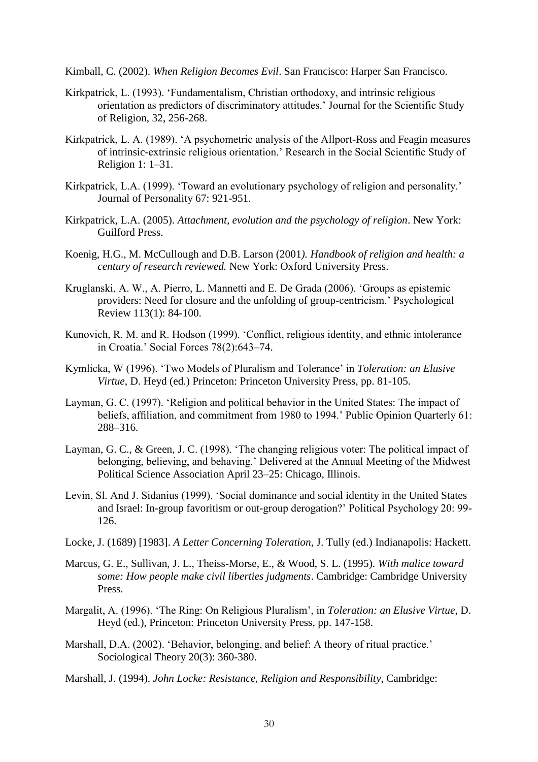Kimball, C. (2002). *When Religion Becomes Evil*. San Francisco: Harper San Francisco.

Kirkpatrick, L. (1993). 'Fundamentalism, Christian orthodoxy, and intrinsic religious orientation as predictors of discriminatory attitudes.' Journal for the Scientific Study of Religion, 32, 256-268.

Kirkpatrick, L. A. (1989). 'A psychometric analysis of the Allport-Ross and Feagin measures of intrinsic-extrinsic religious orientation.' Research in the Social Scientific Study of Religion 1: 1–31.

Kirkpatrick, L.A. (1999). 'Toward an evolutionary psychology of religion and personality.' Journal of Personality 67: 921-951.

Kirkpatrick, L.A. (2005). *Attachment, evolution and the psychology of religion*. New York: Guilford Press.

Koenig, H.G., M. McCullough and D.B. Larson (2001*). Handbook of religion and health: a century of research reviewed.* New York: Oxford University Press.

Kruglanski, A. W., A. Pierro, L. Mannetti and E. De Grada (2006). 'Groups as epistemic providers: Need for closure and the unfolding of group-centricism.' Psychological Review 113(1): 84-100.

Kunovich, R. M. and R. Hodson (1999). 'Conflict, religious identity, and ethnic intolerance in Croatia.' Social Forces 78(2):643–74.

Kymlicka, W (1996). 'Two Models of Pluralism and Tolerance' in *Toleration: an Elusive Virtue*, D. Heyd (ed.) Princeton: Princeton University Press, pp. 81-105.

Layman, G. C. (1997). 'Religion and political behavior in the United States: The impact of beliefs, affiliation, and commitment from 1980 to 1994.' Public Opinion Quarterly 61: 288–316.

Layman, G. C., & Green, J. C. (1998). 'The changing religious voter: The political impact of belonging, believing, and behaving.' Delivered at the Annual Meeting of the Midwest Political Science Association April 23–25: Chicago, Illinois.

Levin, Sl. And J. Sidanius (1999). 'Social dominance and social identity in the United States and Israel: In-group favoritism or out-group derogation?' Political Psychology 20: 99-126.

Locke, J. (1689) [1983]. *A Letter Concerning Toleration*, J. Tully (ed.) Indianapolis: Hackett.

Marcus, G. E., Sullivan, J. L., Theiss-Morse, E., & Wood, S. L. (1995). *With malice toward some: How people make civil liberties judgments*. Cambridge: Cambridge University Press.

Margalit, A. (1996). 'The Ring: On Religious Pluralism', in *Toleration: an Elusive Virtue*, D. Heyd (ed.), Princeton: Princeton University Press, pp. 147-158.

Marshall, D.A. (2002). 'Behavior, belonging, and belief: A theory of ritual practice.' Sociological Theory 20(3): 360-380.

Marshall, J. (1994). *John Locke: Resistance, Religion and Responsibility*, Cambridge: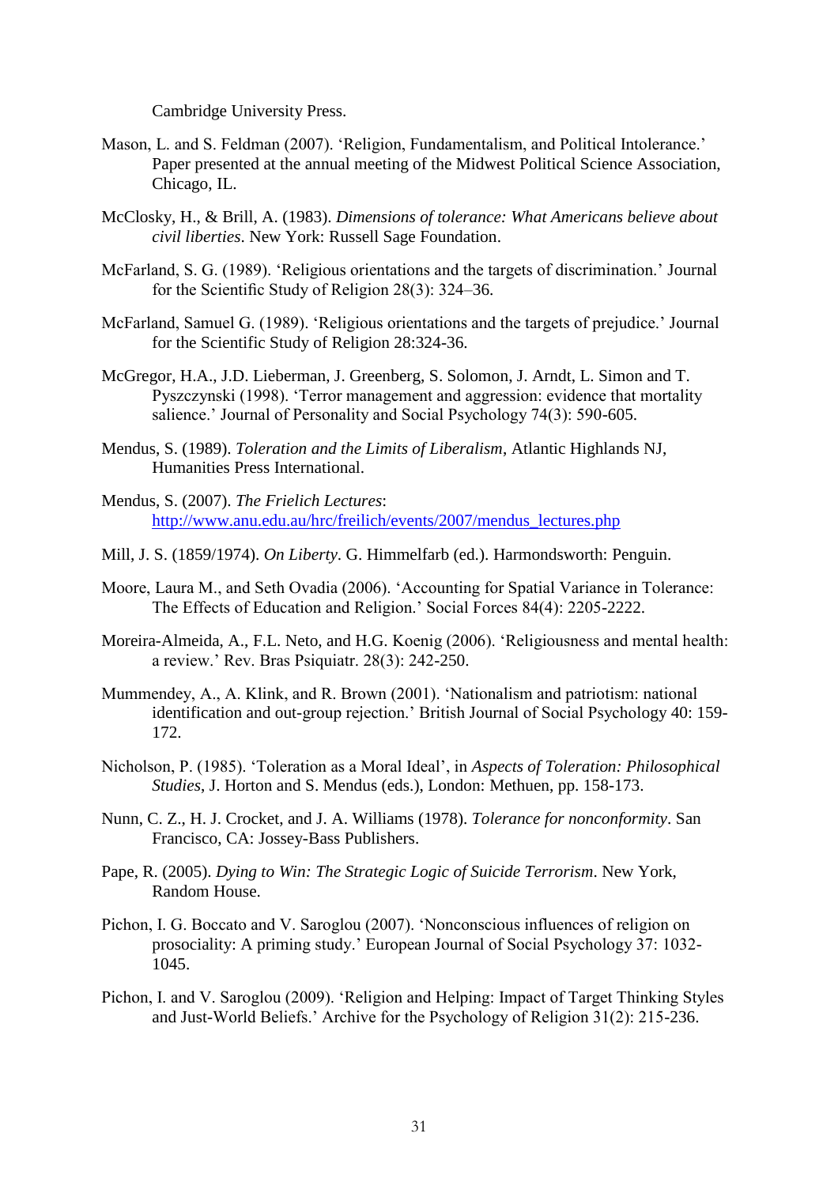Cambridge University Press.

Mason, L. and S. Feldman (2007). 'Religion, Fundamentalism, and Political Intolerance.' Paper presented at the annual meeting of the Midwest Political Science Association, Chicago, IL.

McClosky, H., & Brill, A. (1983). *Dimensions of tolerance: What Americans believe about civil liberties*. New York: Russell Sage Foundation.

McFarland, S. G. (1989). 'Religious orientations and the targets of discrimination.' Journal for the Scientific Study of Religion 28(3): 324–36.

McFarland, Samuel G. (1989). 'Religious orientations and the targets of prejudice.' Journal for the Scientific Study of Religion 28:324-36.

McGregor, H.A., J.D. Lieberman, J. Greenberg, S. Solomon, J. Arndt, L. Simon and T. Pyszczynski (1998). 'Terror management and aggression: evidence that mortality salience.' Journal of Personality and Social Psychology 74(3): 590-605.

Mendus, S. (1989). *Toleration and the Limits of Liberalism*, Atlantic Highlands NJ, Humanities Press International.

Mendus, S. (2007). *The Frielich Lectures*: http://www.anu.edu.au/hrc/freilich/events/2007/mendus_lectures.php

Mill, J. S. (1859/1974). *On Liberty*. G. Himmelfarb (ed.). Harmondsworth: Penguin.

Moore, Laura M., and Seth Ovadia (2006). 'Accounting for Spatial Variance in Tolerance: The Effects of Education and Religion.' Social Forces 84(4): 2205-2222.

Moreira-Almeida, A., F.L. Neto, and H.G. Koenig (2006). 'Religiousness and mental health: a review.' Rev. Bras Psiquiatr. 28(3): 242-250.

Mummendey, A., A. Klink, and R. Brown (2001). 'Nationalism and patriotism: national identification and out-group rejection.' British Journal of Social Psychology 40: 159-172.

Nicholson, P. (1985). 'Toleration as a Moral Ideal', in *Aspects of Toleration: Philosophical Studies*, J. Horton and S. Mendus (eds.), London: Methuen, pp. 158-173.

Nunn, C. Z., H. J. Crocket, and J. A. Williams (1978). *Tolerance for nonconformity*. San Francisco, CA: Jossey-Bass Publishers.

Pape, R. (2005). *Dying to Win: The Strategic Logic of Suicide Terrorism*. New York, Random House.

Pichon, I. G. Boccato and V. Saroglou (2007). 'Nonconscious influences of religion on prosociality: A priming study.' European Journal of Social Psychology 37: 1032-1045.

Pichon, I. and V. Saroglou (2009). 'Religion and Helping: Impact of Target Thinking Styles and Just-World Beliefs.' Archive for the Psychology of Religion 31(2): 215-236.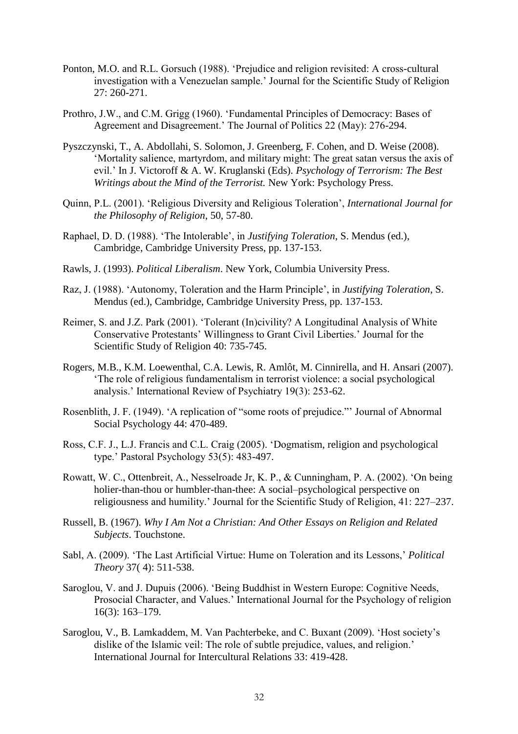Ponton, M.O. and R.L. Gorsuch (1988). 'Prejudice and religion revisited: A cross-cultural investigation with a Venezuelan sample.' Journal for the Scientific Study of Religion 27: 260-271.

Prothro, J.W., and C.M. Grigg (1960). 'Fundamental Principles of Democracy: Bases of Agreement and Disagreement.' The Journal of Politics 22 (May): 276-294.

Pyszczynski, T., A. Abdollahi, S. Solomon, J. Greenberg, F. Cohen, and D. Weise (2008). 'Mortality salience, martyrdom, and military might: The great satan versus the axis of evil.' In J. Victoroff & A. W. Kruglanski (Eds). *Psychology of Terrorism: The Best Writings about the Mind of the Terrorist.* New York: Psychology Press.

Quinn, P.L. (2001). 'Religious Diversity and Religious Toleration', *International Journal for the Philosophy of Religion*, 50, 57-80.

Raphael, D. D. (1988). 'The Intolerable', in *Justifying Toleration*, S. Mendus (ed.), Cambridge, Cambridge University Press, pp. 137-153.

Rawls, J. (1993). *Political Liberalism*. New York, Columbia University Press.

Raz, J. (1988). 'Autonomy, Toleration and the Harm Principle', in *Justifying Toleration*, S. Mendus (ed.), Cambridge, Cambridge University Press, pp. 137-153.

Reimer, S. and J.Z. Park (2001). 'Tolerant (In)civility? A Longitudinal Analysis of White Conservative Protestants' Willingness to Grant Civil Liberties.' Journal for the Scientific Study of Religion 40: 735-745.

Rogers, M.B., K.M. Loewenthal, C.A. Lewis, R. Amlôt, M. Cinnirella, and H. Ansari (2007). 'The role of religious fundamentalism in terrorist violence: a social psychological analysis.' International Review of Psychiatry 19(3): 253-62.

Rosenblith, J. F. (1949). 'A replication of "some roots of prejudice."' Journal of Abnormal Social Psychology 44: 470-489.

Ross, C.F. J., L.J. Francis and C.L. Craig (2005). 'Dogmatism, religion and psychological type.' Pastoral Psychology 53(5): 483-497.

Rowatt, W. C., Ottenbreit, A., Nesselroade Jr, K. P., & Cunningham, P. A. (2002). 'On being holier-than-thou or humbler-than-thee: A social–psychological perspective on religiousness and humility.' Journal for the Scientific Study of Religion, 41: 227–237.

Russell, B. (1967). *Why I Am Not a Christian: And Other Essays on Religion and Related Subjects*. Touchstone.

Sabl, A. (2009). 'The Last Artificial Virtue: Hume on Toleration and its Lessons,' *Political Theory* 37( 4): 511-538.

Saroglou, V. and J. Dupuis (2006). 'Being Buddhist in Western Europe: Cognitive Needs, Prosocial Character, and Values.' International Journal for the Psychology of religion 16(3): 163–179.

Saroglou, V., B. Lamkaddem, M. Van Pachterbeke, and C. Buxant (2009). 'Host society's dislike of the Islamic veil: The role of subtle prejudice, values, and religion.' International Journal for Intercultural Relations 33: 419-428.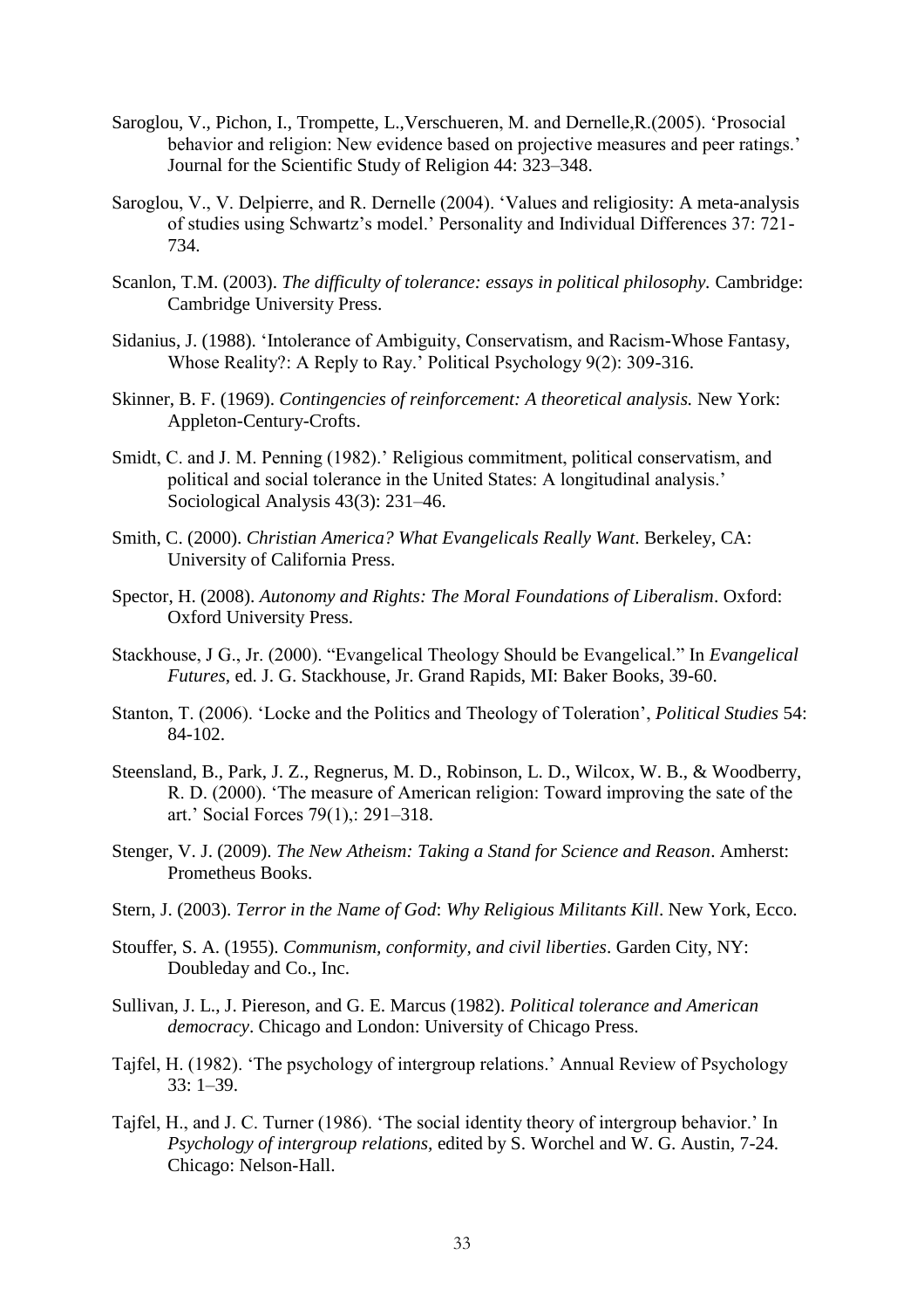Saroglou, V., Pichon, I., Trompette, L.,Verschueren, M. and Dernelle,R.(2005). 'Prosocial behavior and religion: New evidence based on projective measures and peer ratings.' Journal for the Scientific Study of Religion 44: 323–348.

Saroglou, V., V. Delpierre, and R. Dernelle (2004). 'Values and religiosity: A meta-analysis of studies using Schwartz's model.' Personality and Individual Differences 37: 721-734.

Scanlon, T.M. (2003). *The difficulty of tolerance: essays in political philosophy.* Cambridge: Cambridge University Press.

Sidanius, J. (1988). 'Intolerance of Ambiguity, Conservatism, and Racism-Whose Fantasy, Whose Reality?: A Reply to Ray.' Political Psychology 9(2): 309-316.

Skinner, B. F. (1969). *Contingencies of reinforcement: A theoretical analysis.* New York: Appleton-Century-Crofts.

Smidt, C. and J. M. Penning (1982).' Religious commitment, political conservatism, and political and social tolerance in the United States: A longitudinal analysis.' Sociological Analysis 43(3): 231–46.

Smith, C. (2000). *Christian America? What Evangelicals Really Want*. Berkeley, CA: University of California Press.

Spector, H. (2008). *Autonomy and Rights: The Moral Foundations of Liberalism*. Oxford: Oxford University Press.

Stackhouse, J G., Jr. (2000). "Evangelical Theology Should be Evangelical." In *Evangelical Futures*, ed. J. G. Stackhouse, Jr. Grand Rapids, MI: Baker Books, 39-60.

Stanton, T. (2006). 'Locke and the Politics and Theology of Toleration', *Political Studies* 54: 84-102.

Steensland, B., Park, J. Z., Regnerus, M. D., Robinson, L. D., Wilcox, W. B., & Woodberry, R. D. (2000). 'The measure of American religion: Toward improving the sate of the art.' Social Forces 79(1),: 291–318.

Stenger, V. J. (2009). *The New Atheism: Taking a Stand for Science and Reason*. Amherst: Prometheus Books.

Stern, J. (2003). *Terror in the Name of God*: *Why Religious Militants Kill*. New York, Ecco.

Stouffer, S. A. (1955). *Communism, conformity, and civil liberties*. Garden City, NY: Doubleday and Co., Inc.

Sullivan, J. L., J. Piereson, and G. E. Marcus (1982). *Political tolerance and American democracy*. Chicago and London: University of Chicago Press.

Tajfel, H. (1982). 'The psychology of intergroup relations.' Annual Review of Psychology 33: 1–39.

Tajfel, H., and J. C. Turner (1986). 'The social identity theory of intergroup behavior.' In *Psychology of intergroup relations*, edited by S. Worchel and W. G. Austin, 7-24. Chicago: Nelson-Hall.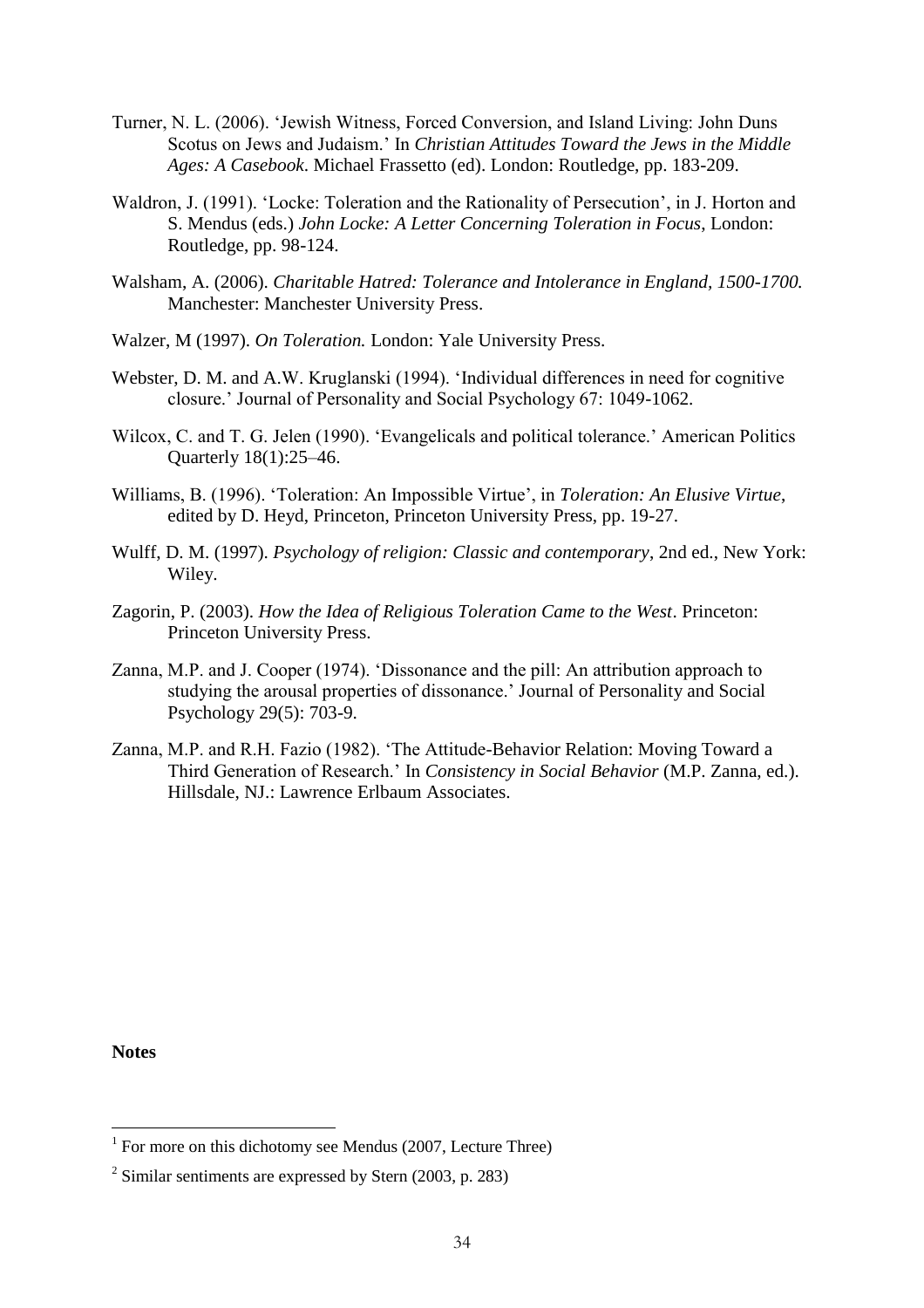Turner, N. L. (2006). 'Jewish Witness, Forced Conversion, and Island Living: John Duns Scotus on Jews and Judaism.' In *Christian Attitudes Toward the Jews in the Middle Ages: A Casebook*. Michael Frassetto (ed). London: Routledge, pp. 183-209.

Waldron, J. (1991). 'Locke: Toleration and the Rationality of Persecution', in J. Horton and S. Mendus (eds.) *John Locke: A Letter Concerning Toleration in Focus*, London: Routledge, pp. 98-124.

Walsham, A. (2006). *Charitable Hatred: Tolerance and Intolerance in England, 1500-1700.* Manchester: Manchester University Press.

Walzer, M (1997). *On Toleration.* London: Yale University Press.

Webster, D. M. and A.W. Kruglanski (1994). 'Individual differences in need for cognitive closure.' Journal of Personality and Social Psychology 67: 1049-1062.

Wilcox, C. and T. G. Jelen (1990). 'Evangelicals and political tolerance.' American Politics Quarterly 18(1):25–46.

Williams, B. (1996). 'Toleration: An Impossible Virtue', in *Toleration: An Elusive Virtue*, edited by D. Heyd, Princeton, Princeton University Press, pp. 19-27.

Wulff, D. M. (1997). *Psychology of religion: Classic and contemporary*, 2nd ed., New York: Wiley.

Zagorin, P. (2003). *How the Idea of Religious Toleration Came to the West*. Princeton: Princeton University Press.

Zanna, M.P. and J. Cooper (1974). 'Dissonance and the pill: An attribution approach to studying the arousal properties of dissonance.' Journal of Personality and Social Psychology 29(5): 703-9.

Zanna, M.P. and R.H. Fazio (1982). 'The Attitude-Behavior Relation: Moving Toward a Third Generation of Research.' In *Consistency in Social Behavior* (M.P. Zanna, ed.). Hillsdale, NJ.: Lawrence Erlbaum Associates.

**Notes**

[1] For more on this dichotomy see Mendus (2007, Lecture Three)

[2] Similar sentiments are expressed by Stern (2003, p. 283)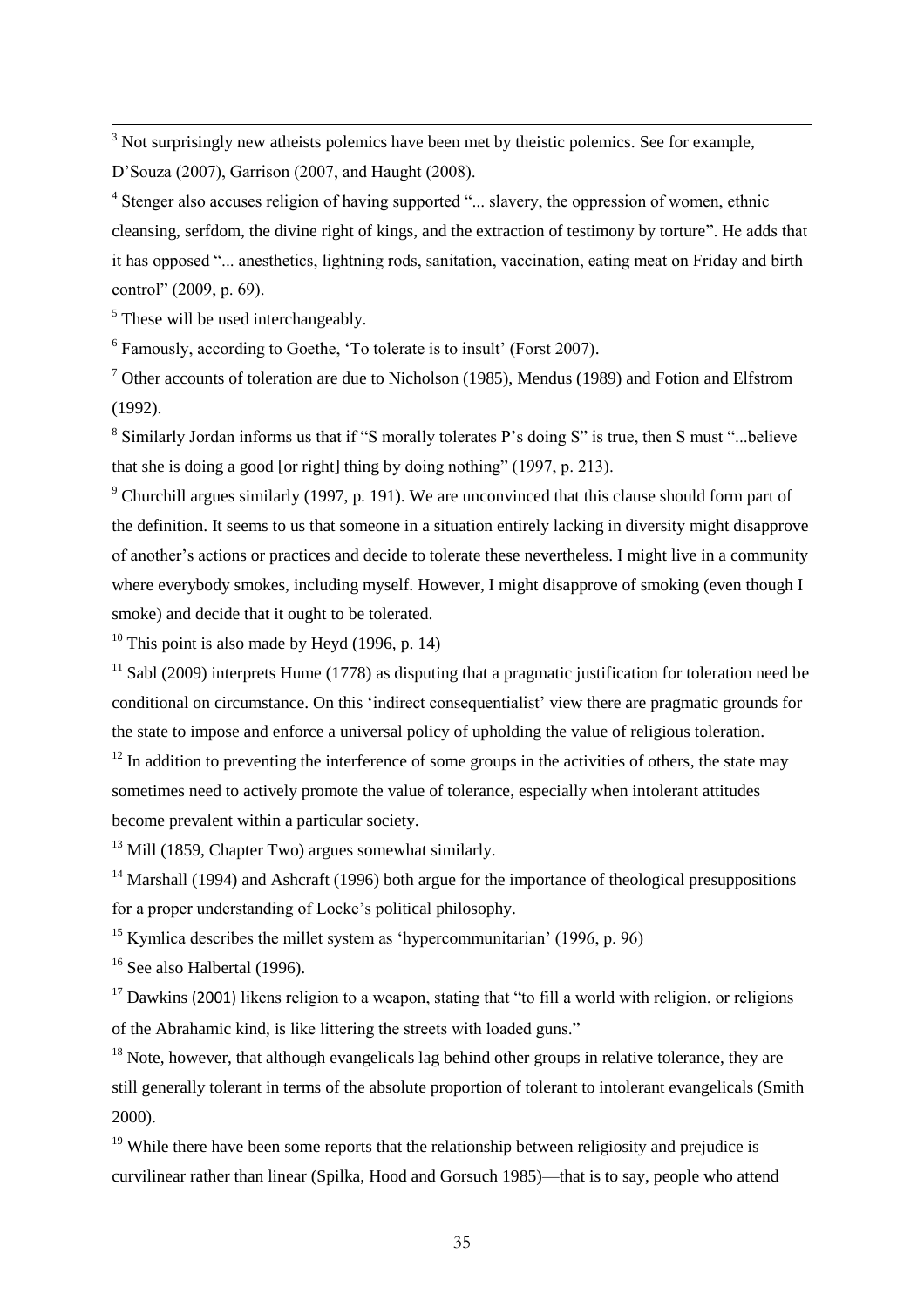[3] Not surprisingly new atheists polemics have been met by theistic polemics. See for example, D'Souza (2007), Garrison (2007, and Haught (2008).

[4] Stenger also accuses religion of having supported "... slavery, the oppression of women, ethnic cleansing, serfdom, the divine right of kings, and the extraction of testimony by torture". He adds that it has opposed "... anesthetics, lightning rods, sanitation, vaccination, eating meat on Friday and birth control" (2009, p. 69).

[5] These will be used interchangeably.

[6] Famously, according to Goethe, 'To tolerate is to insult' (Forst 2007).

[7] Other accounts of toleration are due to Nicholson (1985), Mendus (1989) and Fotion and Elfstrom (1992).

[8] Similarly Jordan informs us that if "S morally tolerates P's doing S" is true, then S must "...believe that she is doing a good [or right] thing by doing nothing" (1997, p. 213).

[9] Churchill argues similarly (1997, p. 191). We are unconvinced that this clause should form part of the definition. It seems to us that someone in a situation entirely lacking in diversity might disapprove of another's actions or practices and decide to tolerate these nevertheless. I might live in a community where everybody smokes, including myself. However, I might disapprove of smoking (even though I smoke) and decide that it ought to be tolerated.

[10] This point is also made by Heyd (1996, p. 14)

[11] Sabl (2009) interprets Hume (1778) as disputing that a pragmatic justification for toleration need be conditional on circumstance. On this 'indirect consequentialist' view there are pragmatic grounds for the state to impose and enforce a universal policy of upholding the value of religious toleration.

[12] In addition to preventing the interference of some groups in the activities of others, the state may sometimes need to actively promote the value of tolerance, especially when intolerant attitudes become prevalent within a particular society.

[13] Mill (1859, Chapter Two) argues somewhat similarly.

[14] Marshall (1994) and Ashcraft (1996) both argue for the importance of theological presuppositions for a proper understanding of Locke's political philosophy.

[15] Kymlica describes the millet system as 'hypercommunitarian' (1996, p. 96)

[16] See also Halbertal (1996).

[17] Dawkins (2001) likens religion to a weapon, stating that "to fill a world with religion, or religions of the Abrahamic kind, is like littering the streets with loaded guns."

[18] Note, however, that although evangelicals lag behind other groups in relative tolerance, they are still generally tolerant in terms of the absolute proportion of tolerant to intolerant evangelicals (Smith 2000).

[19] While there have been some reports that the relationship between religiosity and prejudice is curvilinear rather than linear (Spilka, Hood and Gorsuch 1985)—that is to say, people who attend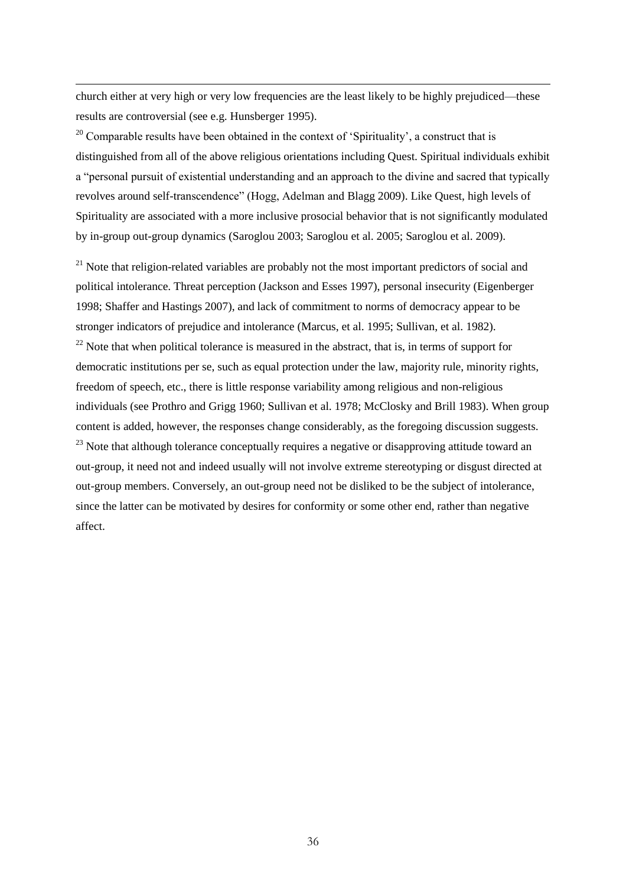church either at very high or very low frequencies are the least likely to be highly prejudiced—these results are controversial (see e.g. Hunsberger 1995).

[20] Comparable results have been obtained in the context of 'Spirituality', a construct that is distinguished from all of the above religious orientations including Quest. Spiritual individuals exhibit a "personal pursuit of existential understanding and an approach to the divine and sacred that typically revolves around self-transcendence" (Hogg, Adelman and Blagg 2009). Like Quest, high levels of Spirituality are associated with a more inclusive prosocial behavior that is not significantly modulated by in-group out-group dynamics (Saroglou 2003; Saroglou et al. 2005; Saroglou et al. 2009).

[21] Note that religion-related variables are probably not the most important predictors of social and political intolerance. Threat perception (Jackson and Esses 1997), personal insecurity (Eigenberger 1998; Shaffer and Hastings 2007), and lack of commitment to norms of democracy appear to be stronger indicators of prejudice and intolerance (Marcus, et al. 1995; Sullivan, et al. 1982).

[22] Note that when political tolerance is measured in the abstract, that is, in terms of support for democratic institutions per se, such as equal protection under the law, majority rule, minority rights, freedom of speech, etc., there is little response variability among religious and non-religious individuals (see Prothro and Grigg 1960; Sullivan et al. 1978; McClosky and Brill 1983). When group content is added, however, the responses change considerably, as the foregoing discussion suggests.

[23] Note that although tolerance conceptually requires a negative or disapproving attitude toward an out-group, it need not and indeed usually will not involve extreme stereotyping or disgust directed at out-group members. Conversely, an out-group need not be disliked to be the subject of intolerance, since the latter can be motivated by desires for conformity or some other end, rather than negative affect.